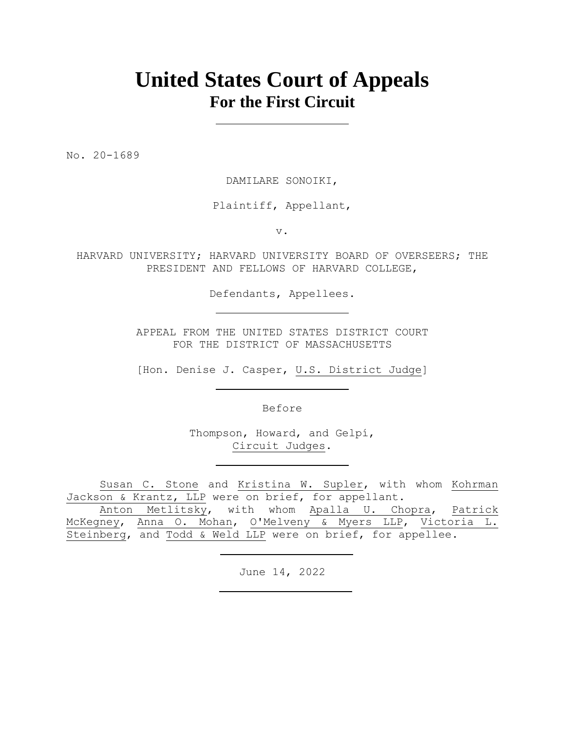# United States Court of Appeals
## For the First Circuit

---

No. 20-1689

DAMILARE SONOIKI,

Plaintiff, Appellant,

v.

HARVARD UNIVERSITY; HARVARD UNIVERSITY BOARD OF OVERSEERS; THE PRESIDENT AND FELLOWS OF HARVARD COLLEGE,

Defendants, Appellees.

---

APPEAL FROM THE UNITED STATES DISTRICT COURT
FOR THE DISTRICT OF MASSACHUSETTS

[Hon. Denise J. Casper, U.S. District Judge]

---

Before

Thompson, Howard, and Gelpí,
Circuit Judges.

---

Susan C. Stone and Kristina W. Supler, with whom Kohrman Jackson & Krantz, LLP were on brief, for appellant.

Anton Metlitsky, with whom Apalla U. Chopra, Patrick McKegney, Anna O. Mohan, O'Melveny & Myers LLP, Victoria L. Steinberg, and Todd & Weld LLP were on brief, for appellee.

---

June 14, 2022

---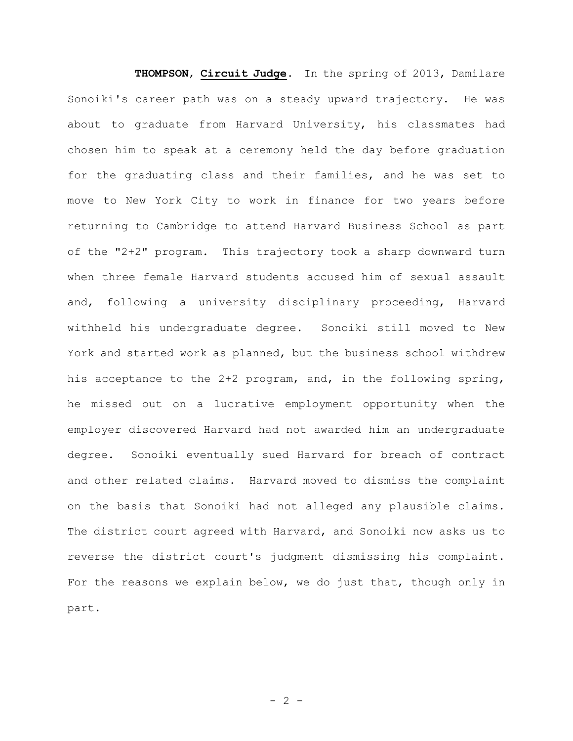**THOMPSON**, **Circuit Judge**. In the spring of 2013, Damilare Sonoiki's career path was on a steady upward trajectory. He was about to graduate from Harvard University, his classmates had chosen him to speak at a ceremony held the day before graduation for the graduating class and their families, and he was set to move to New York City to work in finance for two years before returning to Cambridge to attend Harvard Business School as part of the "2+2" program. This trajectory took a sharp downward turn when three female Harvard students accused him of sexual assault and, following a university disciplinary proceeding, Harvard withheld his undergraduate degree. Sonoiki still moved to New York and started work as planned, but the business school withdrew his acceptance to the 2+2 program, and, in the following spring, he missed out on a lucrative employment opportunity when the employer discovered Harvard had not awarded him an undergraduate degree. Sonoiki eventually sued Harvard for breach of contract and other related claims. Harvard moved to dismiss the complaint on the basis that Sonoiki had not alleged any plausible claims. The district court agreed with Harvard, and Sonoiki now asks us to reverse the district court's judgment dismissing his complaint. For the reasons we explain below, we do just that, though only in part.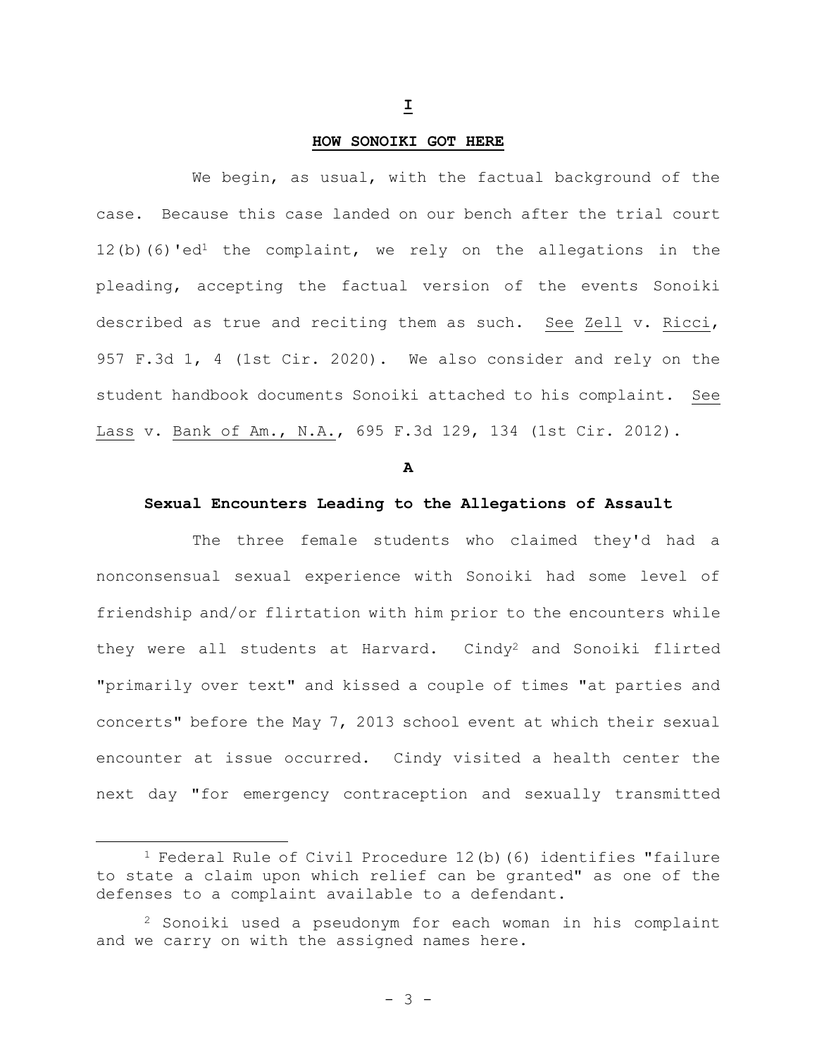# I

## HOW SONOIKI GOT HERE

We begin, as usual, with the factual background of the case. Because this case landed on our bench after the trial court 12(b)(6)'ed[1] the complaint, we rely on the allegations in the pleading, accepting the factual version of the events Sonoiki described as true and reciting them as such. See Zell v. Ricci, 957 F.3d 1, 4 (1st Cir. 2020). We also consider and rely on the student handbook documents Sonoiki attached to his complaint. See Lass v. Bank of Am., N.A., 695 F.3d 129, 134 (1st Cir. 2012).

### A

### Sexual Encounters Leading to the Allegations of Assault

The three female students who claimed they'd had a nonconsensual sexual experience with Sonoiki had some level of friendship and/or flirtation with him prior to the encounters while they were all students at Harvard. Cindy[2] and Sonoiki flirted "primarily over text" and kissed a couple of times "at parties and concerts" before the May 7, 2013 school event at which their sexual encounter at issue occurred. Cindy visited a health center the next day "for emergency contraception and sexually transmitted

---

[1] Federal Rule of Civil Procedure 12(b)(6) identifies "failure to state a claim upon which relief can be granted" as one of the defenses to a complaint available to a defendant.

[2] Sonoiki used a pseudonym for each woman in his complaint and we carry on with the assigned names here.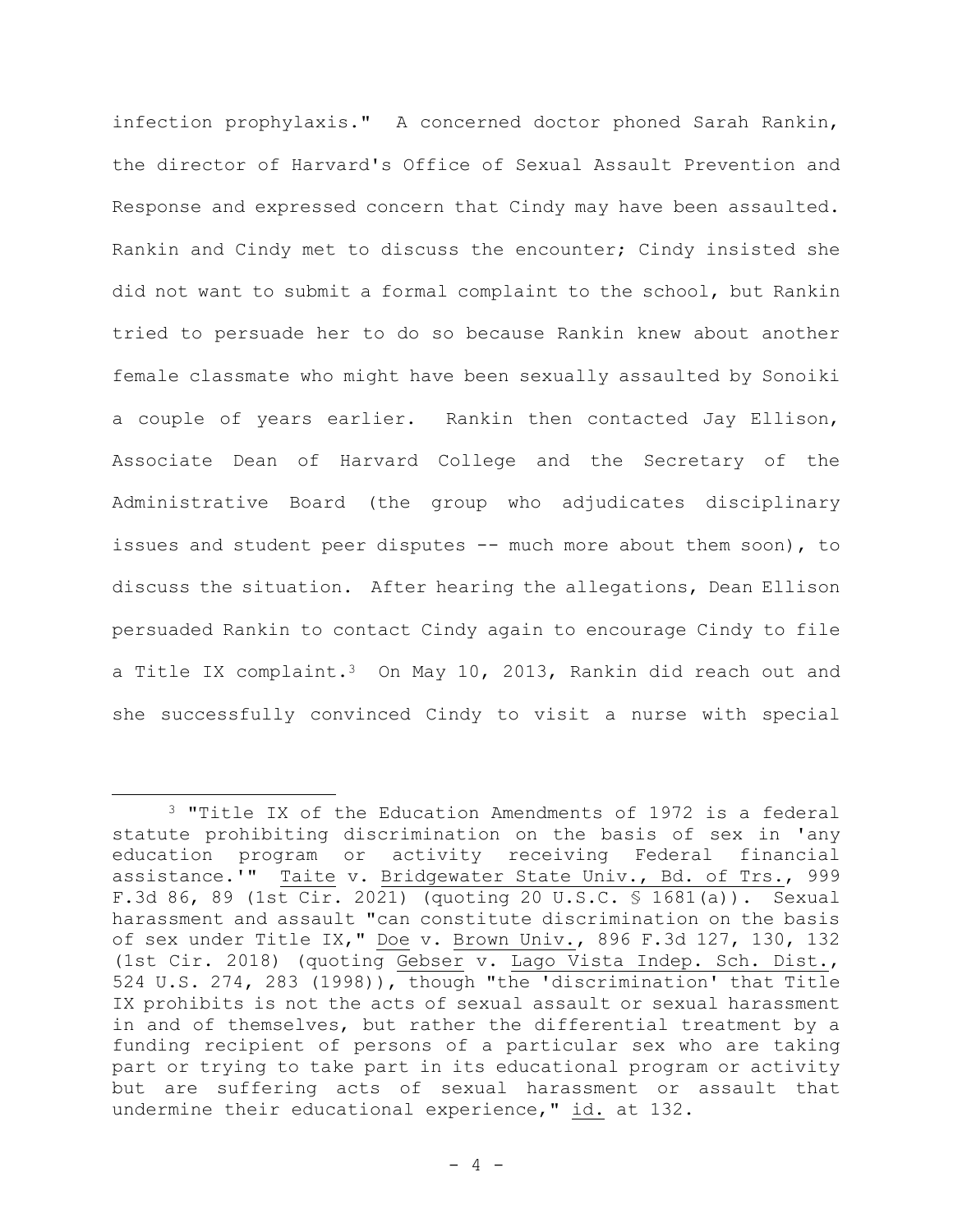infection prophylaxis." A concerned doctor phoned Sarah Rankin, the director of Harvard's Office of Sexual Assault Prevention and Response and expressed concern that Cindy may have been assaulted. Rankin and Cindy met to discuss the encounter; Cindy insisted she did not want to submit a formal complaint to the school, but Rankin tried to persuade her to do so because Rankin knew about another female classmate who might have been sexually assaulted by Sonoiki a couple of years earlier. Rankin then contacted Jay Ellison, Associate Dean of Harvard College and the Secretary of the Administrative Board (the group who adjudicates disciplinary issues and student peer disputes -- much more about them soon), to discuss the situation. After hearing the allegations, Dean Ellison persuaded Rankin to contact Cindy again to encourage Cindy to file a Title IX complaint.[3] On May 10, 2013, Rankin did reach out and she successfully convinced Cindy to visit a nurse with special

---

[3] "Title IX of the Education Amendments of 1972 is a federal statute prohibiting discrimination on the basis of sex in 'any education program or activity receiving Federal financial assistance.'" Taite v. Bridgewater State Univ., Bd. of Trs., 999 F.3d 86, 89 (1st Cir. 2021) (quoting 20 U.S.C. § 1681(a)). Sexual harassment and assault "can constitute discrimination on the basis of sex under Title IX," Doe v. Brown Univ., 896 F.3d 127, 130, 132 (1st Cir. 2018) (quoting Gebser v. Lago Vista Indep. Sch. Dist., 524 U.S. 274, 283 (1998)), though "the 'discrimination' that Title IX prohibits is not the acts of sexual assault or sexual harassment in and of themselves, but rather the differential treatment by a funding recipient of persons of a particular sex who are taking part or trying to take part in its educational program or activity but are suffering acts of sexual harassment or assault that undermine their educational experience," id. at 132.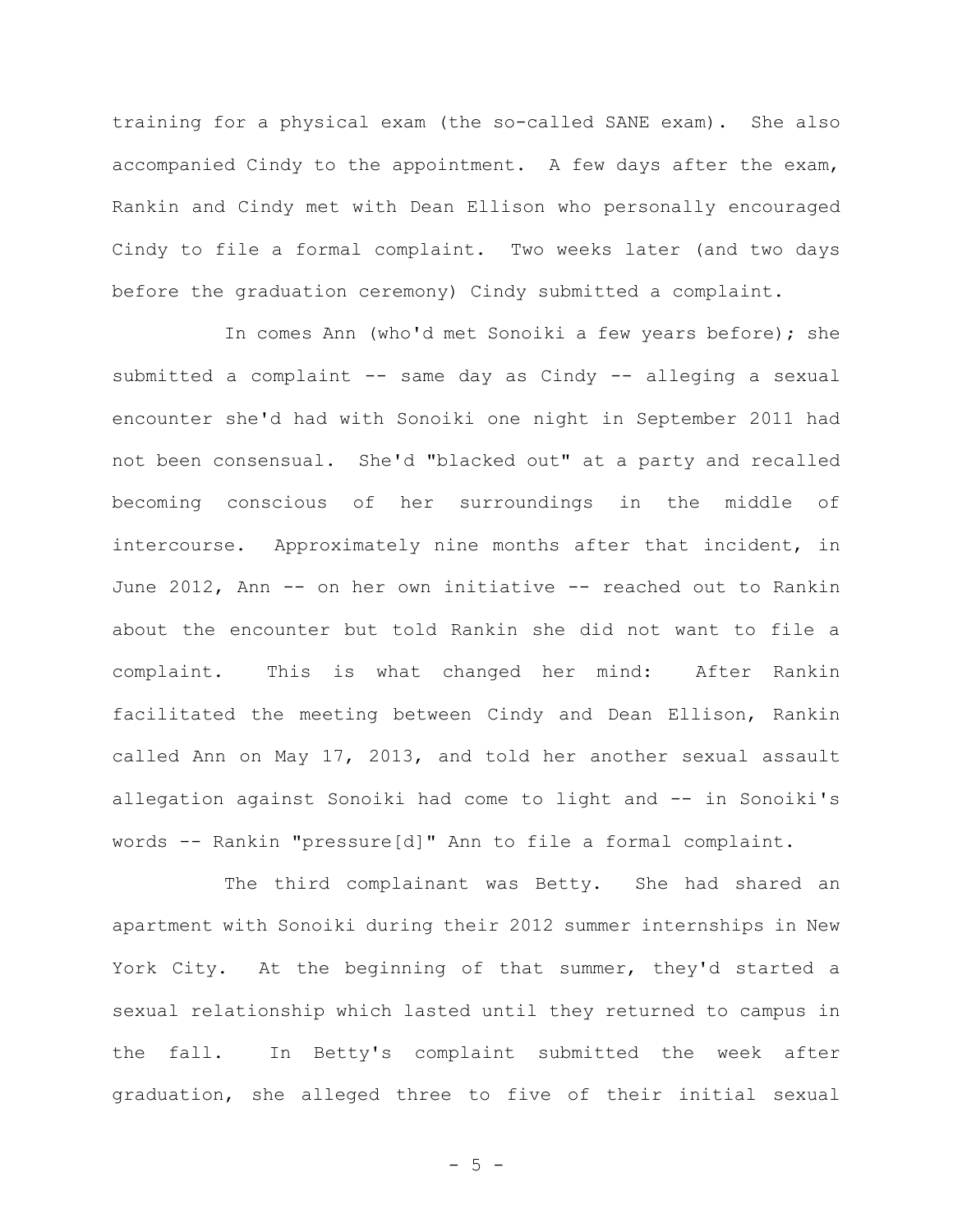training for a physical exam (the so-called SANE exam). She also accompanied Cindy to the appointment. A few days after the exam, Rankin and Cindy met with Dean Ellison who personally encouraged Cindy to file a formal complaint. Two weeks later (and two days before the graduation ceremony) Cindy submitted a complaint.

In comes Ann (who'd met Sonoiki a few years before); she submitted a complaint -- same day as Cindy -- alleging a sexual encounter she'd had with Sonoiki one night in September 2011 had not been consensual. She'd "blacked out" at a party and recalled becoming conscious of her surroundings in the middle of intercourse. Approximately nine months after that incident, in June 2012, Ann -- on her own initiative -- reached out to Rankin about the encounter but told Rankin she did not want to file a complaint. This is what changed her mind: After Rankin facilitated the meeting between Cindy and Dean Ellison, Rankin called Ann on May 17, 2013, and told her another sexual assault allegation against Sonoiki had come to light and -- in Sonoiki's words -- Rankin "pressure[d]" Ann to file a formal complaint.

The third complainant was Betty. She had shared an apartment with Sonoiki during their 2012 summer internships in New York City. At the beginning of that summer, they'd started a sexual relationship which lasted until they returned to campus in the fall. In Betty's complaint submitted the week after graduation, she alleged three to five of their initial sexual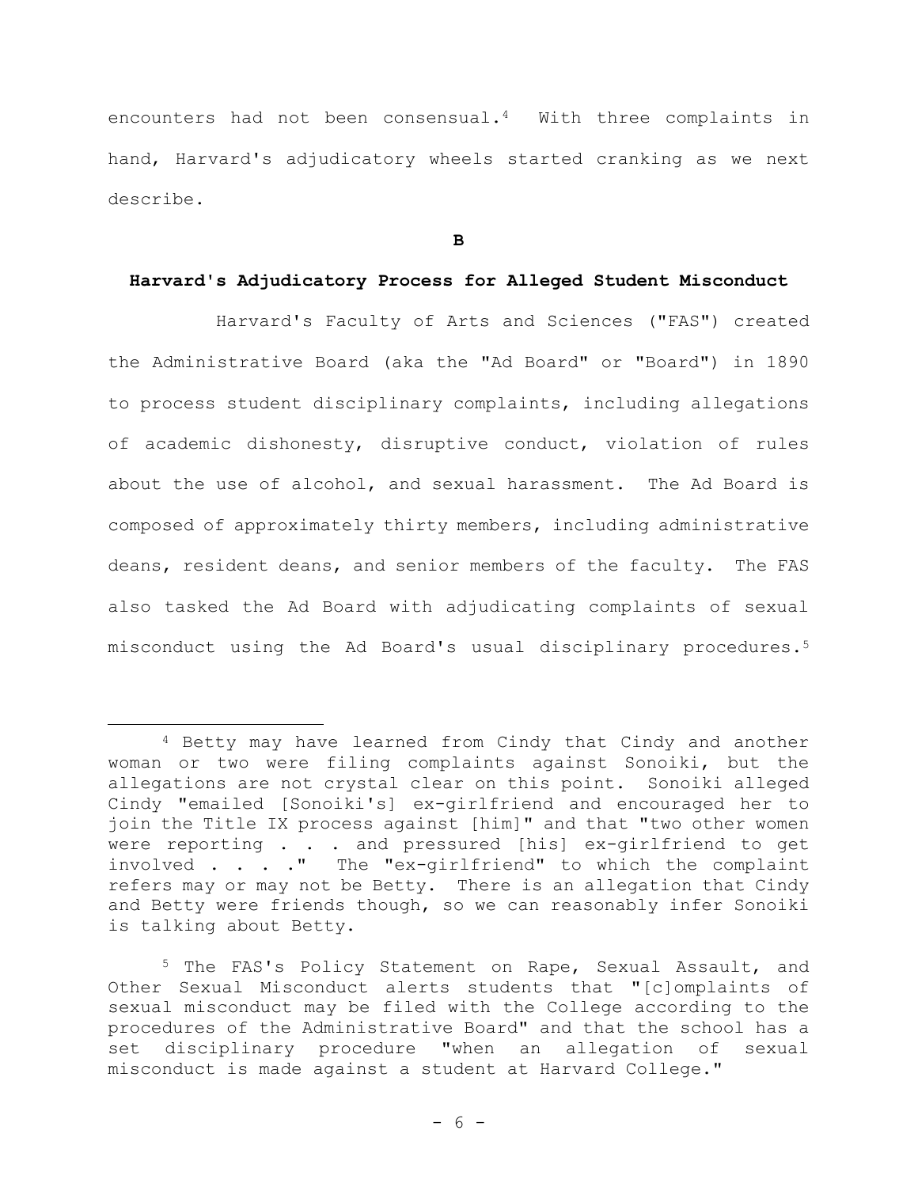encounters had not been consensual.[4] With three complaints in hand, Harvard's adjudicatory wheels started cranking as we next describe.

**B**

**Harvard's Adjudicatory Process for Alleged Student Misconduct**

Harvard's Faculty of Arts and Sciences ("FAS") created the Administrative Board (aka the "Ad Board" or "Board") in 1890 to process student disciplinary complaints, including allegations of academic dishonesty, disruptive conduct, violation of rules about the use of alcohol, and sexual harassment. The Ad Board is composed of approximately thirty members, including administrative deans, resident deans, and senior members of the faculty. The FAS also tasked the Ad Board with adjudicating complaints of sexual misconduct using the Ad Board's usual disciplinary procedures.[5]

---

[4] Betty may have learned from Cindy that Cindy and another woman or two were filing complaints against Sonoiki, but the allegations are not crystal clear on this point. Sonoiki alleged Cindy "emailed [Sonoiki's] ex-girlfriend and encouraged her to join the Title IX process against [him]" and that "two other women were reporting . . . and pressured [his] ex-girlfriend to get involved . . . ." The "ex-girlfriend" to which the complaint refers may or may not be Betty. There is an allegation that Cindy and Betty were friends though, so we can reasonably infer Sonoiki is talking about Betty.

[5] The FAS's Policy Statement on Rape, Sexual Assault, and Other Sexual Misconduct alerts students that "[c]omplaints of sexual misconduct may be filed with the College according to the procedures of the Administrative Board" and that the school has a set disciplinary procedure "when an allegation of sexual misconduct is made against a student at Harvard College."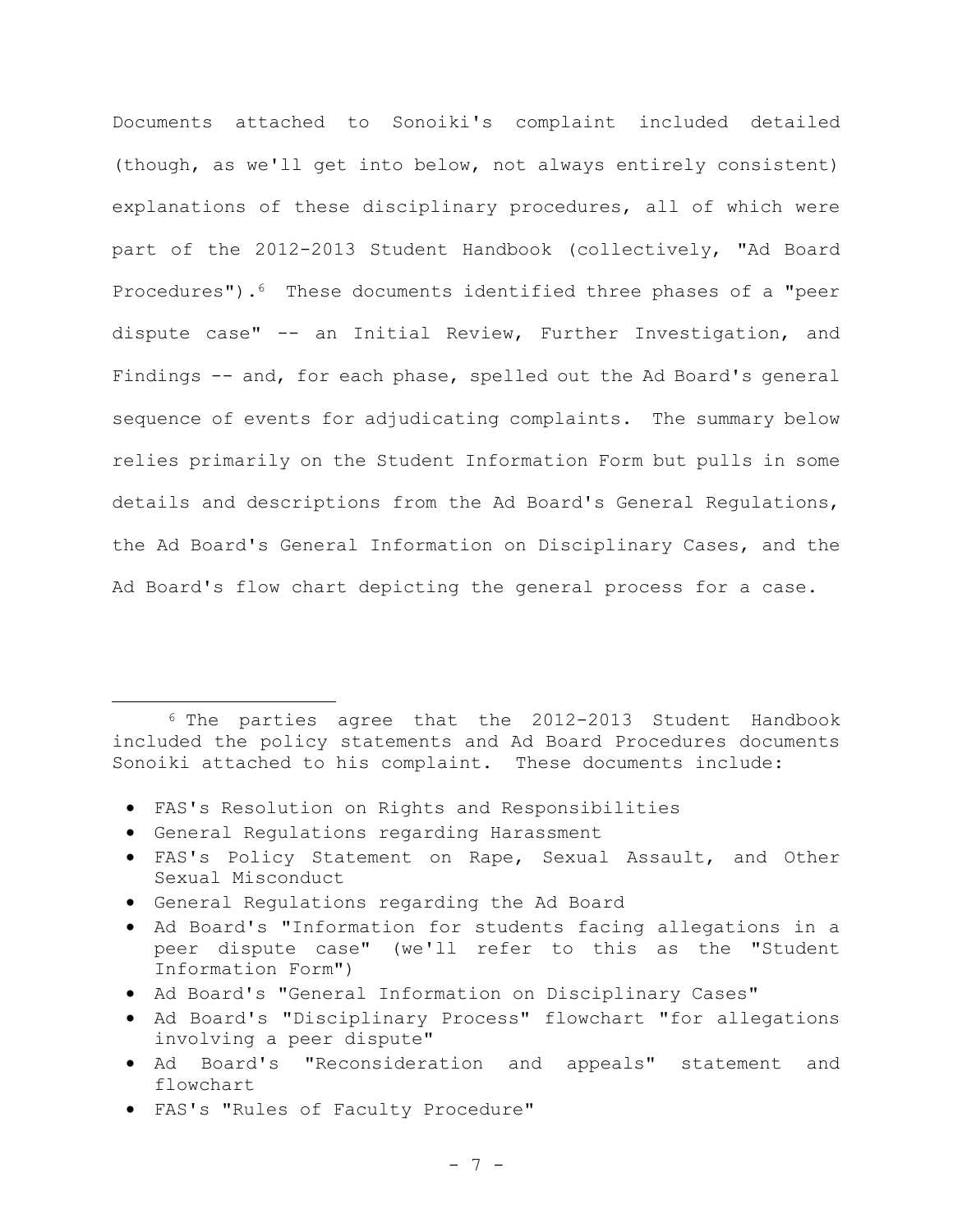Documents attached to Sonoiki's complaint included detailed (though, as we'll get into below, not always entirely consistent) explanations of these disciplinary procedures, all of which were part of the 2012-2013 Student Handbook (collectively, "Ad Board Procedures").[6] These documents identified three phases of a "peer dispute case" -- an Initial Review, Further Investigation, and Findings -- and, for each phase, spelled out the Ad Board's general sequence of events for adjudicating complaints. The summary below relies primarily on the Student Information Form but pulls in some details and descriptions from the Ad Board's General Regulations, the Ad Board's General Information on Disciplinary Cases, and the Ad Board's flow chart depicting the general process for a case.

---

[6] The parties agree that the 2012-2013 Student Handbook included the policy statements and Ad Board Procedures documents Sonoiki attached to his complaint. These documents include:

- FAS's Resolution on Rights and Responsibilities
- General Regulations regarding Harassment
- FAS's Policy Statement on Rape, Sexual Assault, and Other Sexual Misconduct
- General Regulations regarding the Ad Board
- Ad Board's "Information for students facing allegations in a peer dispute case" (we'll refer to this as the "Student Information Form")
- Ad Board's "General Information on Disciplinary Cases"
- Ad Board's "Disciplinary Process" flowchart "for allegations involving a peer dispute"
- Ad Board's "Reconsideration and appeals" statement and flowchart
- FAS's "Rules of Faculty Procedure"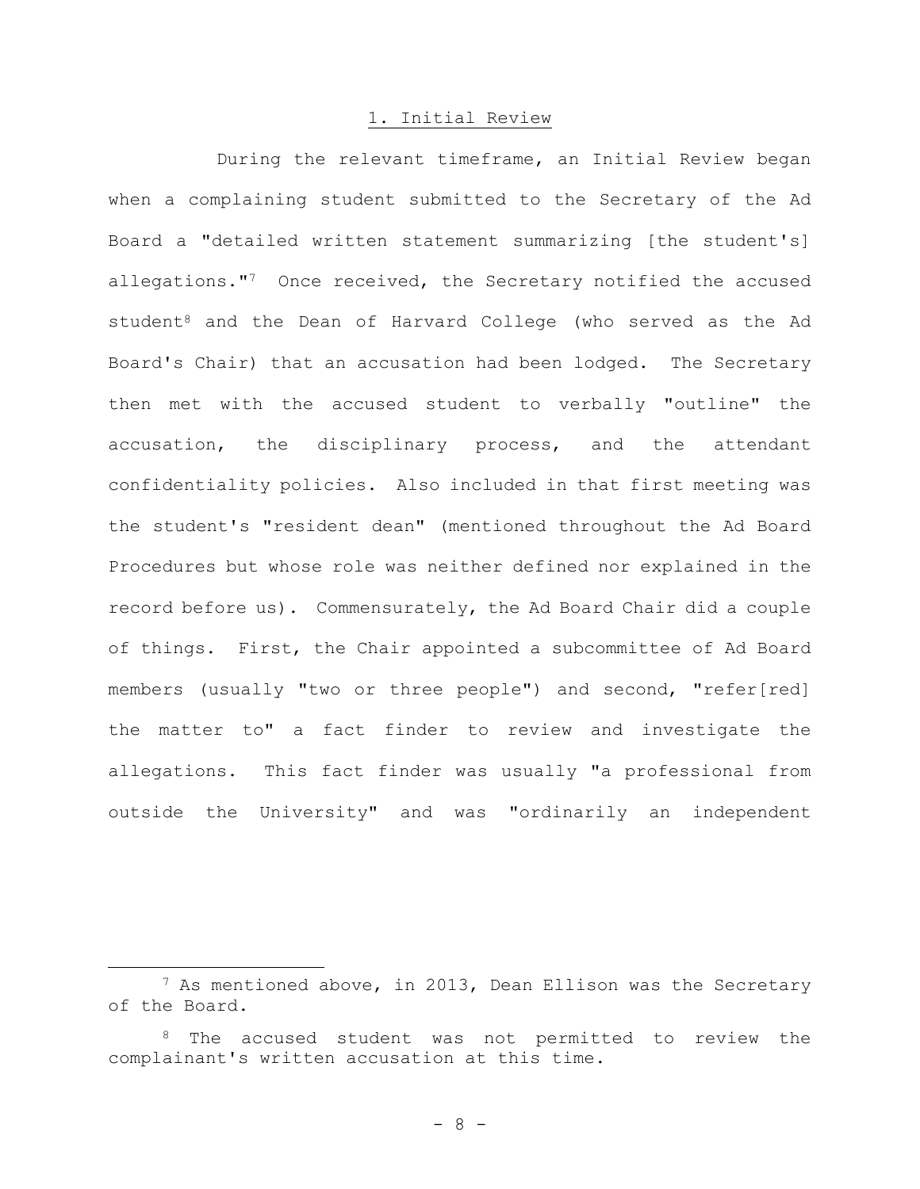## 1. Initial Review

During the relevant timeframe, an Initial Review began when a complaining student submitted to the Secretary of the Ad Board a "detailed written statement summarizing [the student's] allegations."[7] Once received, the Secretary notified the accused student[8] and the Dean of Harvard College (who served as the Ad Board's Chair) that an accusation had been lodged. The Secretary then met with the accused student to verbally "outline" the accusation, the disciplinary process, and the attendant confidentiality policies. Also included in that first meeting was the student's "resident dean" (mentioned throughout the Ad Board Procedures but whose role was neither defined nor explained in the record before us). Commensurately, the Ad Board Chair did a couple of things. First, the Chair appointed a subcommittee of Ad Board members (usually "two or three people") and second, "refer[red] the matter to" a fact finder to review and investigate the allegations. This fact finder was usually "a professional from outside the University" and was "ordinarily an independent

---

[7] As mentioned above, in 2013, Dean Ellison was the Secretary of the Board.

[8] The accused student was not permitted to review the complainant's written accusation at this time.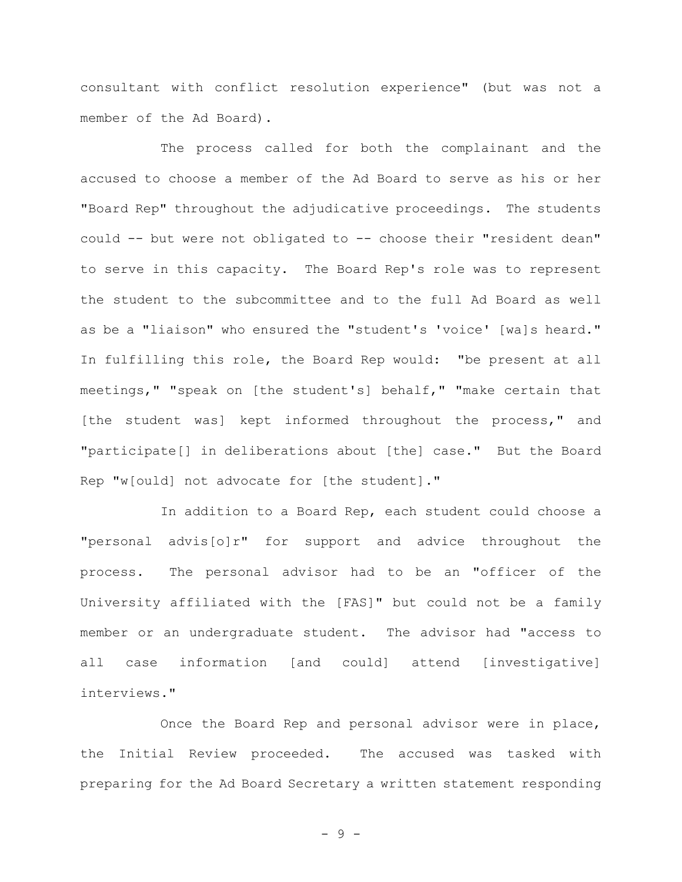consultant with conflict resolution experience" (but was not a member of the Ad Board).

The process called for both the complainant and the accused to choose a member of the Ad Board to serve as his or her "Board Rep" throughout the adjudicative proceedings. The students could -- but were not obligated to -- choose their "resident dean" to serve in this capacity. The Board Rep's role was to represent the student to the subcommittee and to the full Ad Board as well as be a "liaison" who ensured the "student's 'voice' [wa]s heard." In fulfilling this role, the Board Rep would: "be present at all meetings," "speak on [the student's] behalf," "make certain that [the student was] kept informed throughout the process," and "participate[] in deliberations about [the] case." But the Board Rep "w[ould] not advocate for [the student]."

In addition to a Board Rep, each student could choose a "personal advis[o]r" for support and advice throughout the process. The personal advisor had to be an "officer of the University affiliated with the [FAS]" but could not be a family member or an undergraduate student. The advisor had "access to all case information [and could] attend [investigative] interviews."

Once the Board Rep and personal advisor were in place, the Initial Review proceeded. The accused was tasked with preparing for the Ad Board Secretary a written statement responding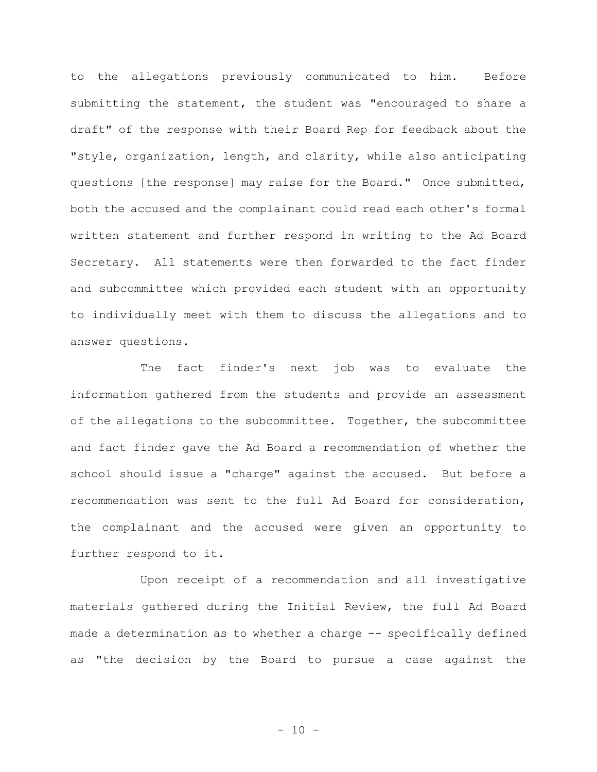to the allegations previously communicated to him. Before submitting the statement, the student was "encouraged to share a draft" of the response with their Board Rep for feedback about the "style, organization, length, and clarity, while also anticipating questions [the response] may raise for the Board." Once submitted, both the accused and the complainant could read each other's formal written statement and further respond in writing to the Ad Board Secretary. All statements were then forwarded to the fact finder and subcommittee which provided each student with an opportunity to individually meet with them to discuss the allegations and to answer questions.

The fact finder's next job was to evaluate the information gathered from the students and provide an assessment of the allegations to the subcommittee. Together, the subcommittee and fact finder gave the Ad Board a recommendation of whether the school should issue a "charge" against the accused. But before a recommendation was sent to the full Ad Board for consideration, the complainant and the accused were given an opportunity to further respond to it.

Upon receipt of a recommendation and all investigative materials gathered during the Initial Review, the full Ad Board made a determination as to whether a charge -- specifically defined as "the decision by the Board to pursue a case against the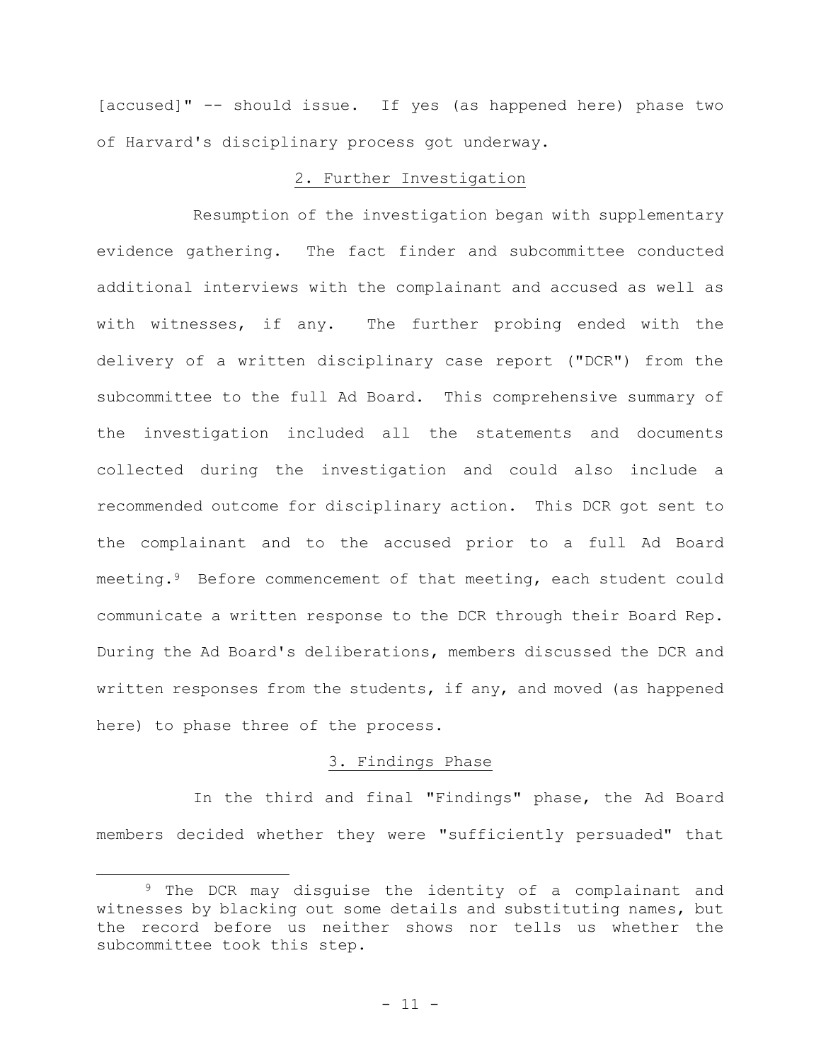[accused]" -- should issue. If yes (as happened here) phase two of Harvard's disciplinary process got underway.

2. Further Investigation

Resumption of the investigation began with supplementary evidence gathering. The fact finder and subcommittee conducted additional interviews with the complainant and accused as well as with witnesses, if any. The further probing ended with the delivery of a written disciplinary case report ("DCR") from the subcommittee to the full Ad Board. This comprehensive summary of the investigation included all the statements and documents collected during the investigation and could also include a recommended outcome for disciplinary action. This DCR got sent to the complainant and to the accused prior to a full Ad Board meeting.[9] Before commencement of that meeting, each student could communicate a written response to the DCR through their Board Rep. During the Ad Board's deliberations, members discussed the DCR and written responses from the students, if any, and moved (as happened here) to phase three of the process.

3. Findings Phase

In the third and final "Findings" phase, the Ad Board members decided whether they were "sufficiently persuaded" that

[9] The DCR may disguise the identity of a complainant and witnesses by blacking out some details and substituting names, but the record before us neither shows nor tells us whether the subcommittee took this step.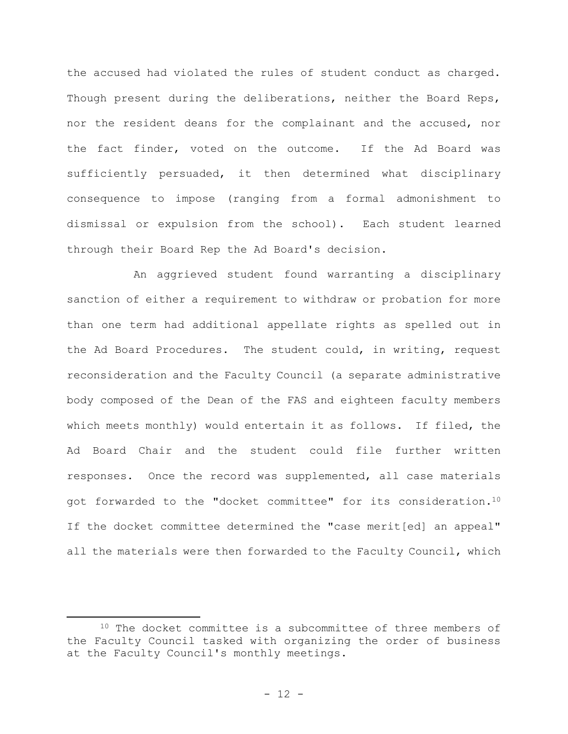the accused had violated the rules of student conduct as charged. Though present during the deliberations, neither the Board Reps, nor the resident deans for the complainant and the accused, nor the fact finder, voted on the outcome. If the Ad Board was sufficiently persuaded, it then determined what disciplinary consequence to impose (ranging from a formal admonishment to dismissal or expulsion from the school). Each student learned through their Board Rep the Ad Board's decision.

An aggrieved student found warranting a disciplinary sanction of either a requirement to withdraw or probation for more than one term had additional appellate rights as spelled out in the Ad Board Procedures. The student could, in writing, request reconsideration and the Faculty Council (a separate administrative body composed of the Dean of the FAS and eighteen faculty members which meets monthly) would entertain it as follows. If filed, the Ad Board Chair and the student could file further written responses. Once the record was supplemented, all case materials got forwarded to the "docket committee" for its consideration.[10] If the docket committee determined the "case merit[ed] an appeal" all the materials were then forwarded to the Faculty Council, which

[10] The docket committee is a subcommittee of three members of the Faculty Council tasked with organizing the order of business at the Faculty Council's monthly meetings.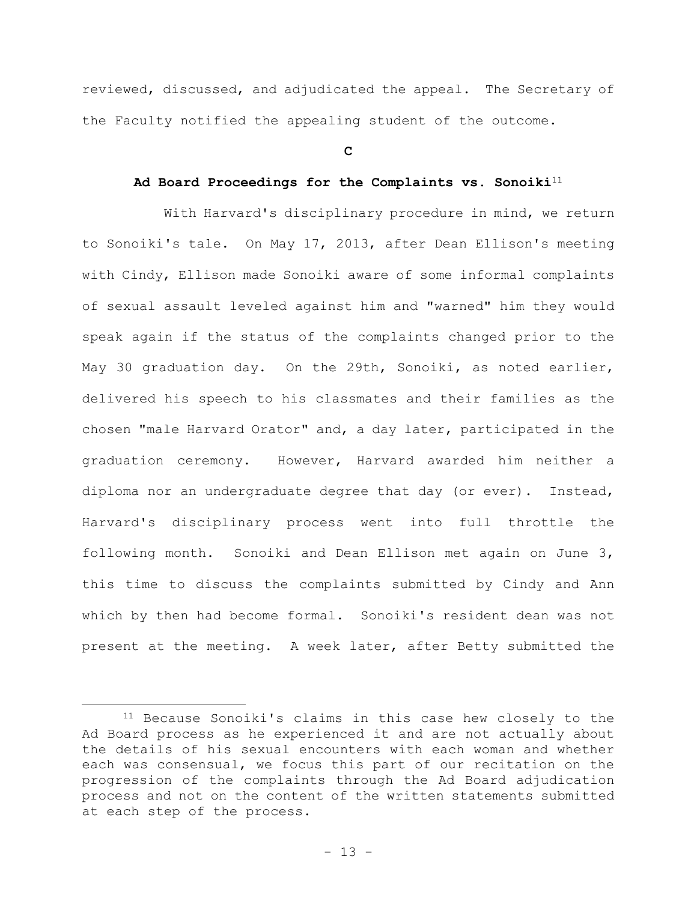reviewed, discussed, and adjudicated the appeal. The Secretary of the Faculty notified the appealing student of the outcome.

### C

### Ad Board Proceedings for the Complaints vs. Sonoiki[11]

With Harvard's disciplinary procedure in mind, we return to Sonoiki's tale. On May 17, 2013, after Dean Ellison's meeting with Cindy, Ellison made Sonoiki aware of some informal complaints of sexual assault leveled against him and "warned" him they would speak again if the status of the complaints changed prior to the May 30 graduation day. On the 29th, Sonoiki, as noted earlier, delivered his speech to his classmates and their families as the chosen "male Harvard Orator" and, a day later, participated in the graduation ceremony. However, Harvard awarded him neither a diploma nor an undergraduate degree that day (or ever). Instead, Harvard's disciplinary process went into full throttle the following month. Sonoiki and Dean Ellison met again on June 3, this time to discuss the complaints submitted by Cindy and Ann which by then had become formal. Sonoiki's resident dean was not present at the meeting. A week later, after Betty submitted the

[11] Because Sonoiki's claims in this case hew closely to the Ad Board process as he experienced it and are not actually about the details of his sexual encounters with each woman and whether each was consensual, we focus this part of our recitation on the progression of the complaints through the Ad Board adjudication process and not on the content of the written statements submitted at each step of the process.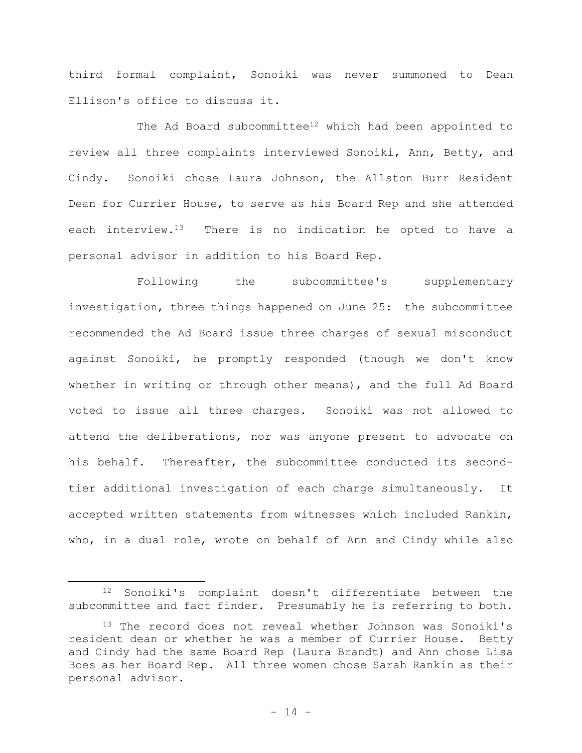third formal complaint, Sonoiki was never summoned to Dean Ellison's office to discuss it.

The Ad Board subcommittee[12] which had been appointed to review all three complaints interviewed Sonoiki, Ann, Betty, and Cindy. Sonoiki chose Laura Johnson, the Allston Burr Resident Dean for Currier House, to serve as his Board Rep and she attended each interview.[13] There is no indication he opted to have a personal advisor in addition to his Board Rep.

Following the subcommittee's supplementary investigation, three things happened on June 25: the subcommittee recommended the Ad Board issue three charges of sexual misconduct against Sonoiki, he promptly responded (though we don't know whether in writing or through other means), and the full Ad Board voted to issue all three charges. Sonoiki was not allowed to attend the deliberations, nor was anyone present to advocate on his behalf. Thereafter, the subcommittee conducted its second-tier additional investigation of each charge simultaneously. It accepted written statements from witnesses which included Rankin, who, in a dual role, wrote on behalf of Ann and Cindy while also

---

[12] Sonoiki's complaint doesn't differentiate between the subcommittee and fact finder. Presumably he is referring to both.

[13] The record does not reveal whether Johnson was Sonoiki's resident dean or whether he was a member of Currier House. Betty and Cindy had the same Board Rep (Laura Brandt) and Ann chose Lisa Boes as her Board Rep. All three women chose Sarah Rankin as their personal advisor.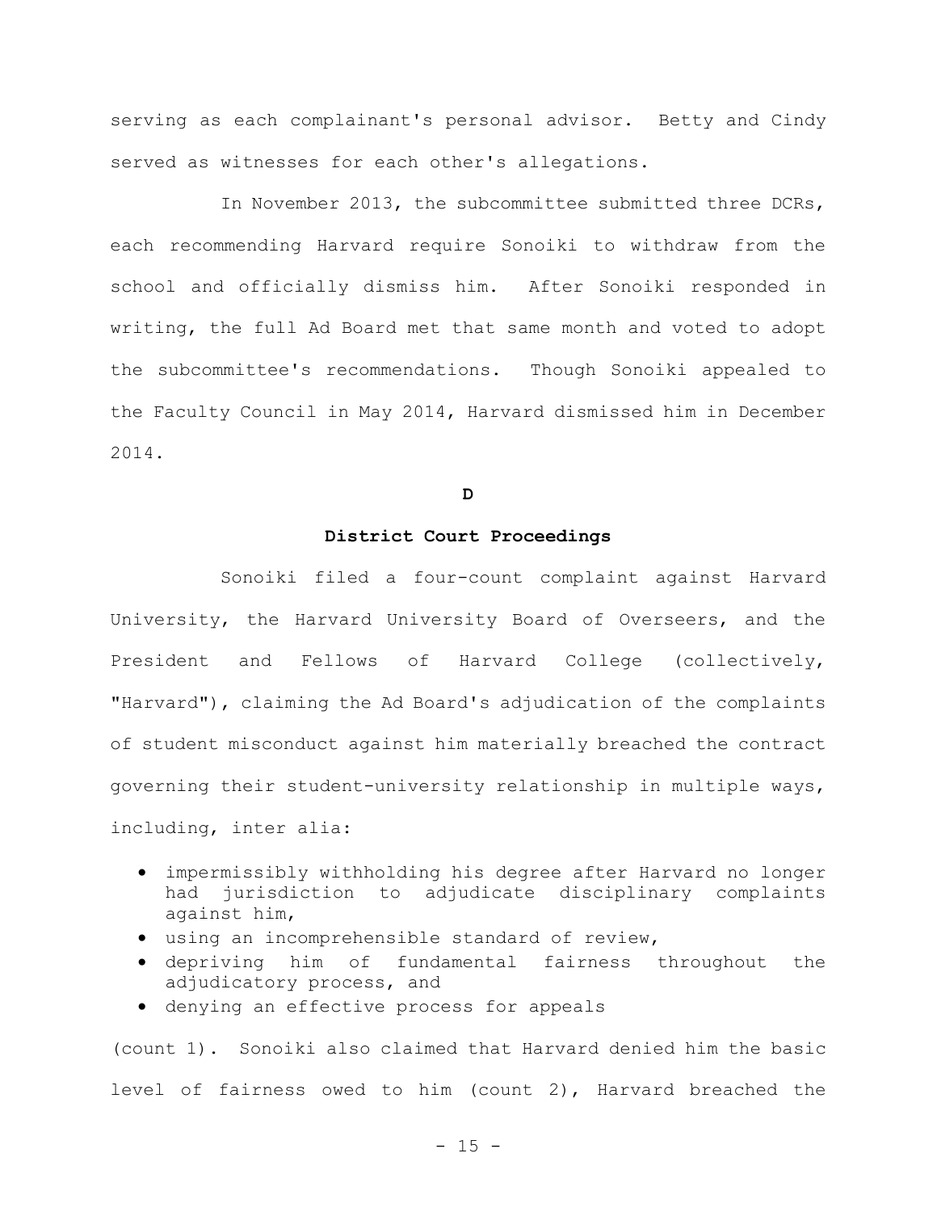serving as each complainant's personal advisor. Betty and Cindy served as witnesses for each other's allegations.

In November 2013, the subcommittee submitted three DCRs, each recommending Harvard require Sonoiki to withdraw from the school and officially dismiss him. After Sonoiki responded in writing, the full Ad Board met that same month and voted to adopt the subcommittee's recommendations. Though Sonoiki appealed to the Faculty Council in May 2014, Harvard dismissed him in December 2014.

### D

### District Court Proceedings

Sonoiki filed a four-count complaint against Harvard University, the Harvard University Board of Overseers, and the President and Fellows of Harvard College (collectively, "Harvard"), claiming the Ad Board's adjudication of the complaints of student misconduct against him materially breached the contract governing their student-university relationship in multiple ways, including, inter alia:

- impermissibly withholding his degree after Harvard no longer had jurisdiction to adjudicate disciplinary complaints against him,
- using an incomprehensible standard of review,
- depriving him of fundamental fairness throughout the adjudicatory process, and
- denying an effective process for appeals

(count 1). Sonoiki also claimed that Harvard denied him the basic level of fairness owed to him (count 2), Harvard breached the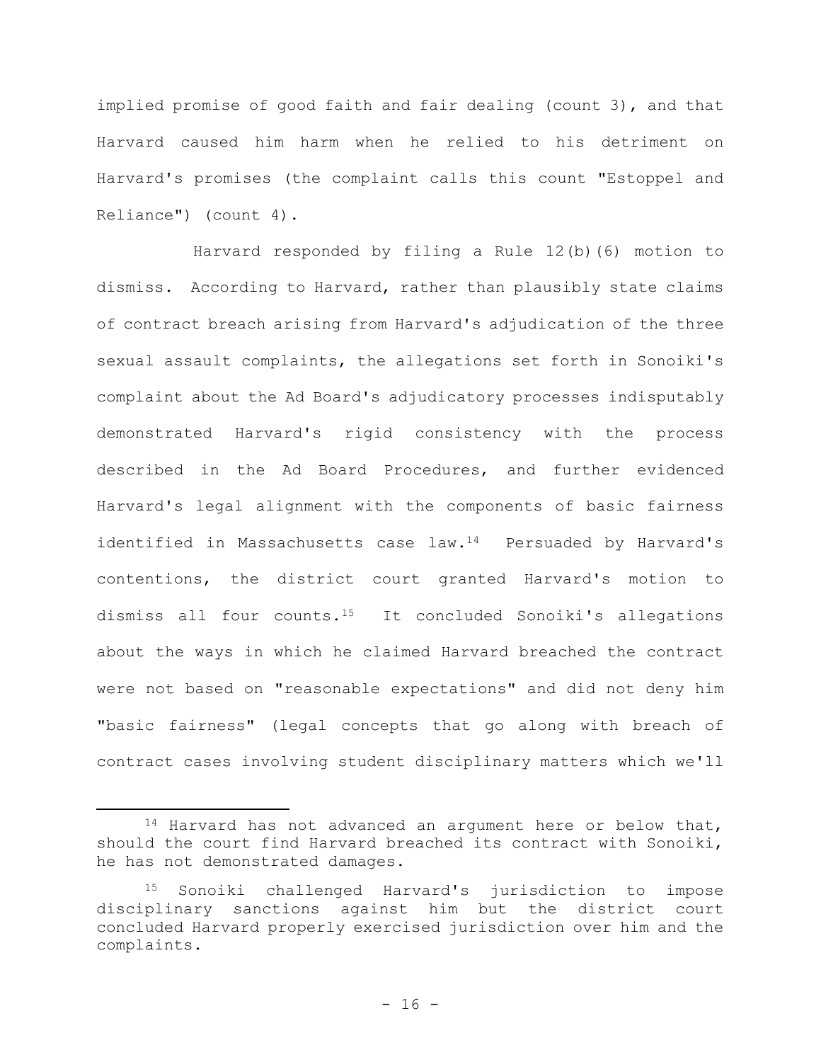implied promise of good faith and fair dealing (count 3), and that Harvard caused him harm when he relied to his detriment on Harvard's promises (the complaint calls this count "Estoppel and Reliance") (count 4).

Harvard responded by filing a Rule 12(b)(6) motion to dismiss. According to Harvard, rather than plausibly state claims of contract breach arising from Harvard's adjudication of the three sexual assault complaints, the allegations set forth in Sonoiki's complaint about the Ad Board's adjudicatory processes indisputably demonstrated Harvard's rigid consistency with the process described in the Ad Board Procedures, and further evidenced Harvard's legal alignment with the components of basic fairness identified in Massachusetts case law.[14] Persuaded by Harvard's contentions, the district court granted Harvard's motion to dismiss all four counts.[15] It concluded Sonoiki's allegations about the ways in which he claimed Harvard breached the contract were not based on "reasonable expectations" and did not deny him "basic fairness" (legal concepts that go along with breach of contract cases involving student disciplinary matters which we'll

---

[14] Harvard has not advanced an argument here or below that, should the court find Harvard breached its contract with Sonoiki, he has not demonstrated damages.

[15] Sonoiki challenged Harvard's jurisdiction to impose disciplinary sanctions against him but the district court concluded Harvard properly exercised jurisdiction over him and the complaints.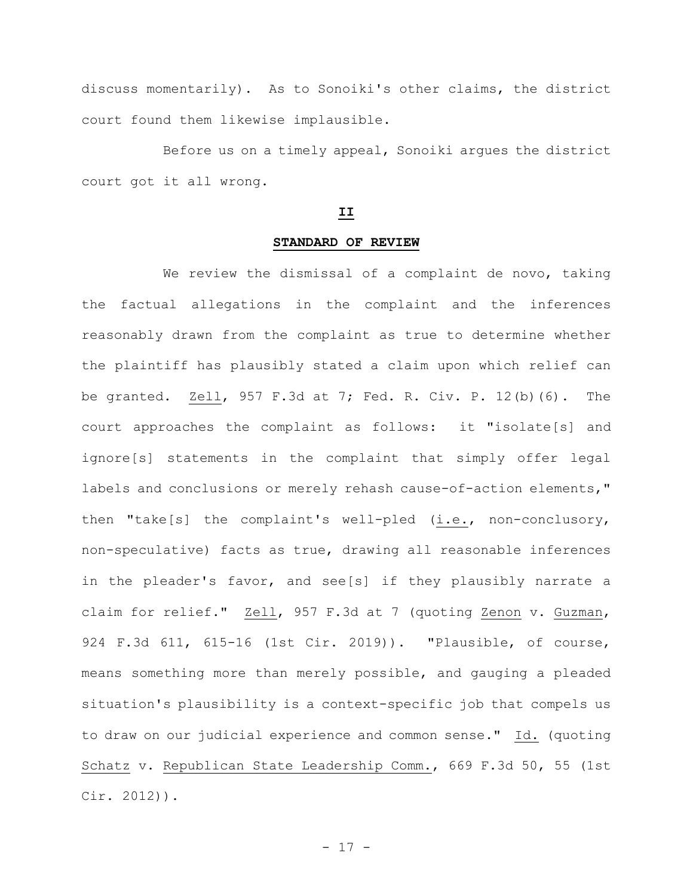discuss momentarily). As to Sonoiki's other claims, the district court found them likewise implausible.

Before us on a timely appeal, Sonoiki argues the district court got it all wrong.

## II

## STANDARD OF REVIEW

We review the dismissal of a complaint de novo, taking the factual allegations in the complaint and the inferences reasonably drawn from the complaint as true to determine whether the plaintiff has plausibly stated a claim upon which relief can be granted. Zell, 957 F.3d at 7; Fed. R. Civ. P. 12(b)(6). The court approaches the complaint as follows: it "isolate[s] and ignore[s] statements in the complaint that simply offer legal labels and conclusions or merely rehash cause-of-action elements," then "take[s] the complaint's well-pled (i.e., non-conclusory, non-speculative) facts as true, drawing all reasonable inferences in the pleader's favor, and see[s] if they plausibly narrate a claim for relief." Zell, 957 F.3d at 7 (quoting Zenon v. Guzman, 924 F.3d 611, 615-16 (1st Cir. 2019)). "Plausible, of course, means something more than merely possible, and gauging a pleaded situation's plausibility is a context-specific job that compels us to draw on our judicial experience and common sense." Id. (quoting Schatz v. Republican State Leadership Comm., 669 F.3d 50, 55 (1st Cir. 2012)).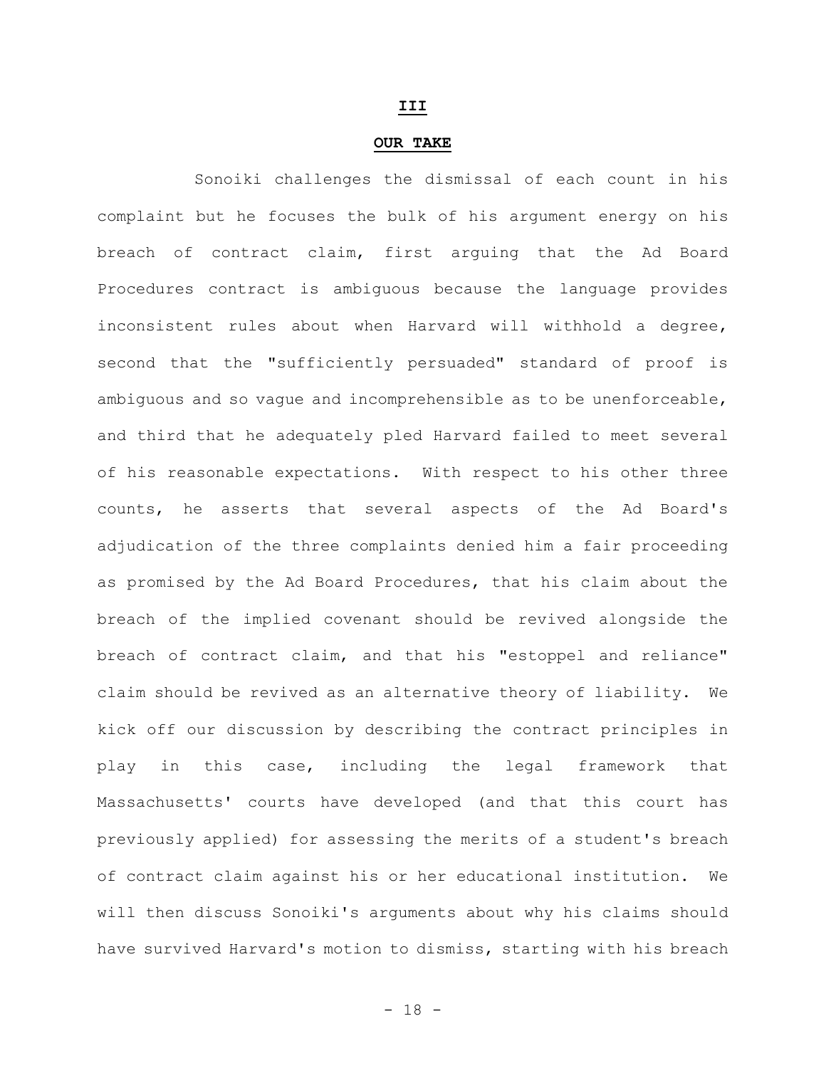## III

## OUR TAKE

Sonoiki challenges the dismissal of each count in his complaint but he focuses the bulk of his argument energy on his breach of contract claim, first arguing that the Ad Board Procedures contract is ambiguous because the language provides inconsistent rules about when Harvard will withhold a degree, second that the "sufficiently persuaded" standard of proof is ambiguous and so vague and incomprehensible as to be unenforceable, and third that he adequately pled Harvard failed to meet several of his reasonable expectations. With respect to his other three counts, he asserts that several aspects of the Ad Board's adjudication of the three complaints denied him a fair proceeding as promised by the Ad Board Procedures, that his claim about the breach of the implied covenant should be revived alongside the breach of contract claim, and that his "estoppel and reliance" claim should be revived as an alternative theory of liability. We kick off our discussion by describing the contract principles in play in this case, including the legal framework that Massachusetts' courts have developed (and that this court has previously applied) for assessing the merits of a student's breach of contract claim against his or her educational institution. We will then discuss Sonoiki's arguments about why his claims should have survived Harvard's motion to dismiss, starting with his breach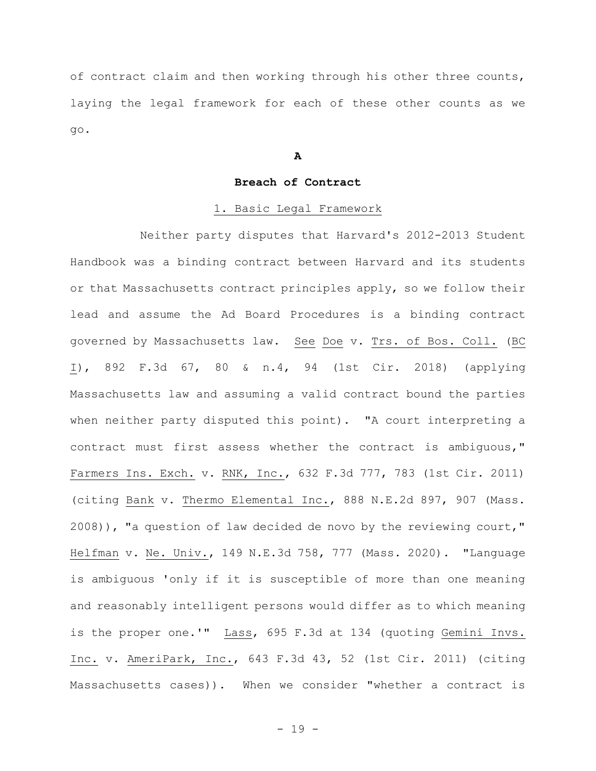of contract claim and then working through his other three counts, laying the legal framework for each of these other counts as we go.

## A

### Breach of Contract

1. Basic Legal Framework

Neither party disputes that Harvard's 2012-2013 Student Handbook was a binding contract between Harvard and its students or that Massachusetts contract principles apply, so we follow their lead and assume the Ad Board Procedures is a binding contract governed by Massachusetts law. See Doe v. Trs. of Bos. Coll. (BC I), 892 F.3d 67, 80 & n.4, 94 (1st Cir. 2018) (applying Massachusetts law and assuming a valid contract bound the parties when neither party disputed this point). "A court interpreting a contract must first assess whether the contract is ambiguous," Farmers Ins. Exch. v. RNK, Inc., 632 F.3d 777, 783 (1st Cir. 2011) (citing Bank v. Thermo Elemental Inc., 888 N.E.2d 897, 907 (Mass. 2008)), "a question of law decided de novo by the reviewing court," Helfman v. Ne. Univ., 149 N.E.3d 758, 777 (Mass. 2020). "Language is ambiguous 'only if it is susceptible of more than one meaning and reasonably intelligent persons would differ as to which meaning is the proper one.'" Lass, 695 F.3d at 134 (quoting Gemini Invs. Inc. v. AmeriPark, Inc., 643 F.3d 43, 52 (1st Cir. 2011) (citing Massachusetts cases)). When we consider "whether a contract is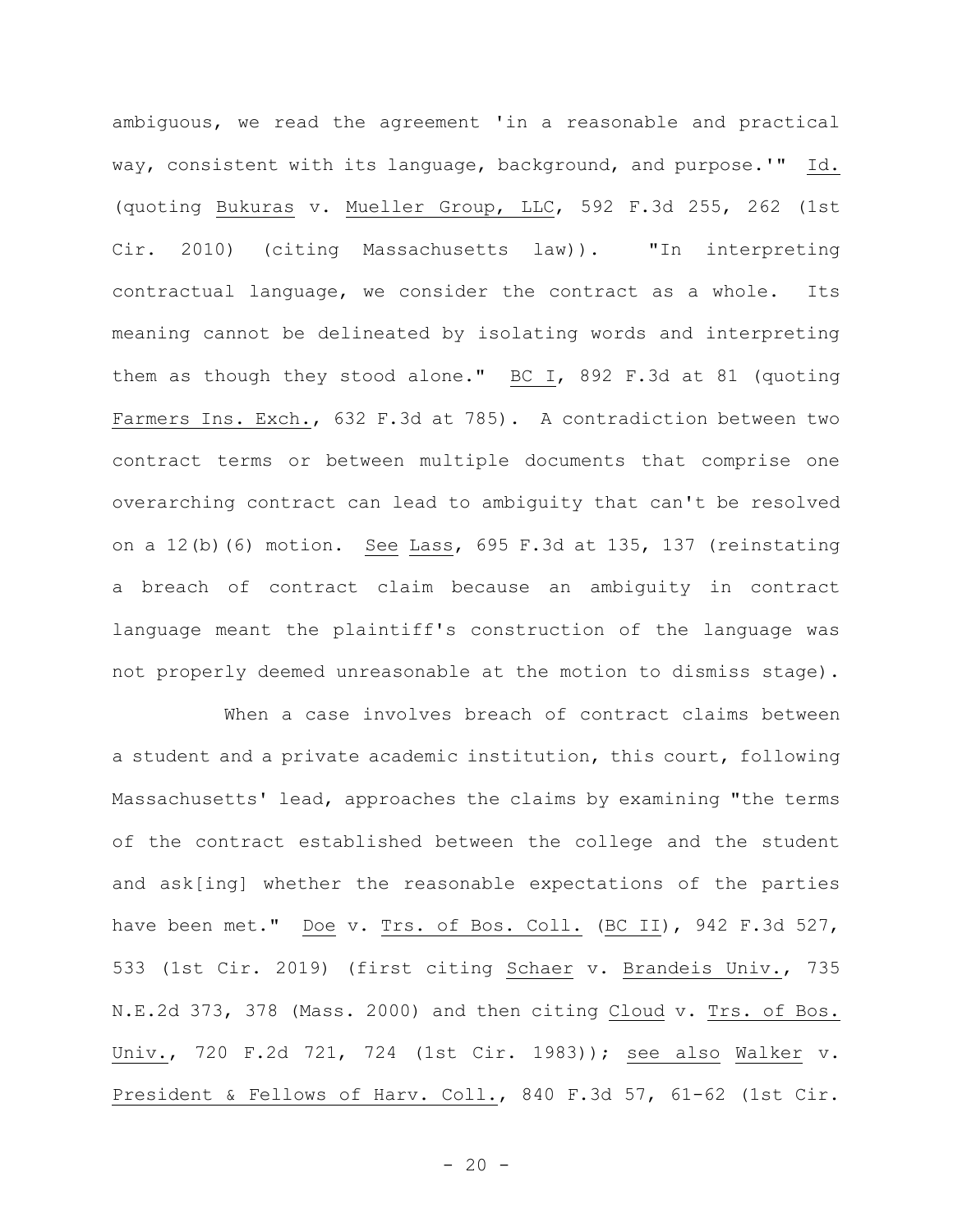ambiguous, we read the agreement 'in a reasonable and practical way, consistent with its language, background, and purpose.'" Id. (quoting Bukuras v. Mueller Group, LLC, 592 F.3d 255, 262 (1st Cir. 2010) (citing Massachusetts law)). "In interpreting contractual language, we consider the contract as a whole. Its meaning cannot be delineated by isolating words and interpreting them as though they stood alone." BC I, 892 F.3d at 81 (quoting Farmers Ins. Exch., 632 F.3d at 785). A contradiction between two contract terms or between multiple documents that comprise one overarching contract can lead to ambiguity that can't be resolved on a 12(b)(6) motion. See Lass, 695 F.3d at 135, 137 (reinstating a breach of contract claim because an ambiguity in contract language meant the plaintiff's construction of the language was not properly deemed unreasonable at the motion to dismiss stage).

When a case involves breach of contract claims between a student and a private academic institution, this court, following Massachusetts' lead, approaches the claims by examining "the terms of the contract established between the college and the student and ask[ing] whether the reasonable expectations of the parties have been met." Doe v. Trs. of Bos. Coll. (BC II), 942 F.3d 527, 533 (1st Cir. 2019) (first citing Schaer v. Brandeis Univ., 735 N.E.2d 373, 378 (Mass. 2000) and then citing Cloud v. Trs. of Bos. Univ., 720 F.2d 721, 724 (1st Cir. 1983)); see also Walker v. President & Fellows of Harv. Coll., 840 F.3d 57, 61-62 (1st Cir.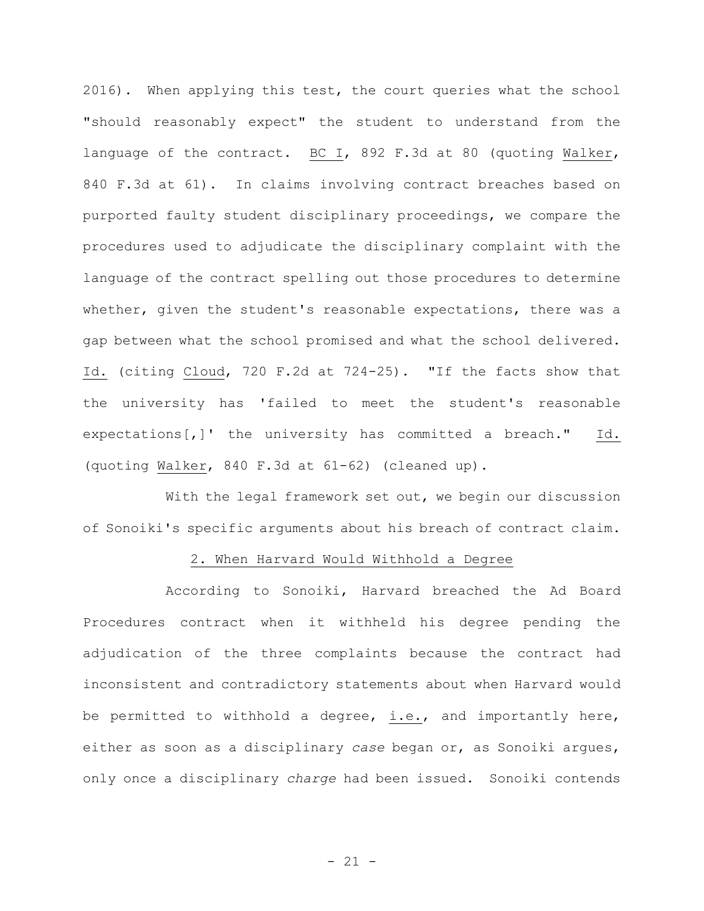2016). When applying this test, the court queries what the school "should reasonably expect" the student to understand from the language of the contract. BC I, 892 F.3d at 80 (quoting Walker, 840 F.3d at 61). In claims involving contract breaches based on purported faulty student disciplinary proceedings, we compare the procedures used to adjudicate the disciplinary complaint with the language of the contract spelling out those procedures to determine whether, given the student's reasonable expectations, there was a gap between what the school promised and what the school delivered. Id. (citing Cloud, 720 F.2d at 724-25). "If the facts show that the university has 'failed to meet the student's reasonable expectations[,]' the university has committed a breach." Id. (quoting Walker, 840 F.3d at 61-62) (cleaned up).

With the legal framework set out, we begin our discussion of Sonoiki's specific arguments about his breach of contract claim.

### 2. When Harvard Would Withhold a Degree

According to Sonoiki, Harvard breached the Ad Board Procedures contract when it withheld his degree pending the adjudication of the three complaints because the contract had inconsistent and contradictory statements about when Harvard would be permitted to withhold a degree, i.e., and importantly here, either as soon as a disciplinary *case* began or, as Sonoiki argues, only once a disciplinary *charge* had been issued. Sonoiki contends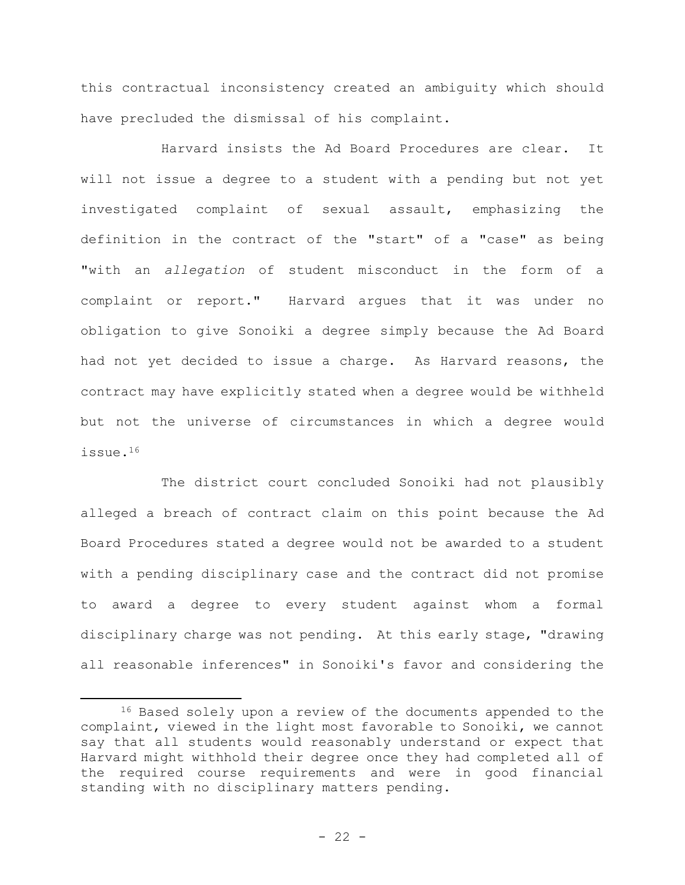this contractual inconsistency created an ambiguity which should have precluded the dismissal of his complaint.

Harvard insists the Ad Board Procedures are clear. It will not issue a degree to a student with a pending but not yet investigated complaint of sexual assault, emphasizing the definition in the contract of the "start" of a "case" as being "with an *allegation* of student misconduct in the form of a complaint or report." Harvard argues that it was under no obligation to give Sonoiki a degree simply because the Ad Board had not yet decided to issue a charge. As Harvard reasons, the contract may have explicitly stated when a degree would be withheld but not the universe of circumstances in which a degree would issue.[16]

The district court concluded Sonoiki had not plausibly alleged a breach of contract claim on this point because the Ad Board Procedures stated a degree would not be awarded to a student with a pending disciplinary case and the contract did not promise to award a degree to every student against whom a formal disciplinary charge was not pending. At this early stage, "drawing all reasonable inferences" in Sonoiki's favor and considering the

[16] Based solely upon a review of the documents appended to the complaint, viewed in the light most favorable to Sonoiki, we cannot say that all students would reasonably understand or expect that Harvard might withhold their degree once they had completed all of the required course requirements and were in good financial standing with no disciplinary matters pending.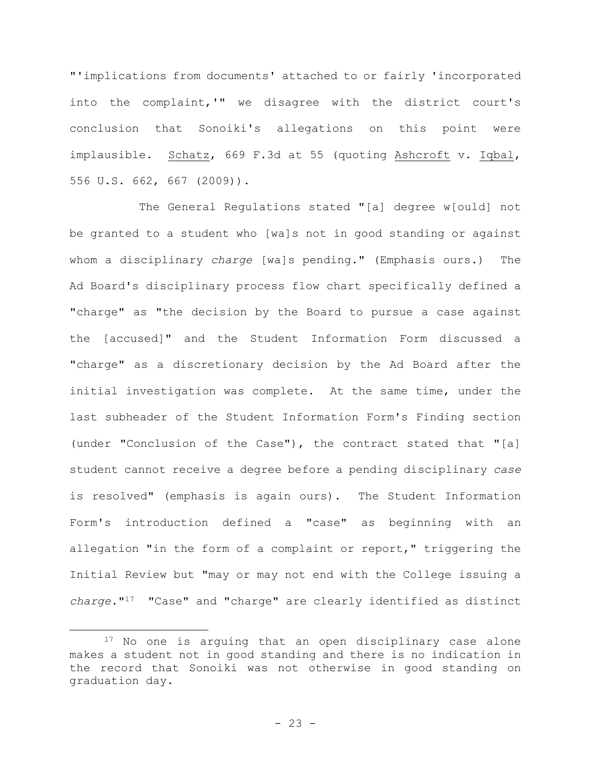"'implications from documents' attached to or fairly 'incorporated into the complaint,'" we disagree with the district court's conclusion that Sonoiki's allegations on this point were implausible. Schatz, 669 F.3d at 55 (quoting Ashcroft v. Iqbal, 556 U.S. 662, 667 (2009)).

The General Regulations stated "[a] degree w[ould] not be granted to a student who [wa]s not in good standing or against whom a disciplinary *charge* [wa]s pending." (Emphasis ours.) The Ad Board's disciplinary process flow chart specifically defined a "charge" as "the decision by the Board to pursue a case against the [accused]" and the Student Information Form discussed a "charge" as a discretionary decision by the Ad Board after the initial investigation was complete. At the same time, under the last subheader of the Student Information Form's Finding section (under "Conclusion of the Case"), the contract stated that "[a] student cannot receive a degree before a pending disciplinary *case* is resolved" (emphasis is again ours). The Student Information Form's introduction defined a "case" as beginning with an allegation "in the form of a complaint or report," triggering the Initial Review but "may or may not end with the College issuing a *charge*."[17] "Case" and "charge" are clearly identified as distinct

[17] No one is arguing that an open disciplinary case alone makes a student not in good standing and there is no indication in the record that Sonoiki was not otherwise in good standing on graduation day.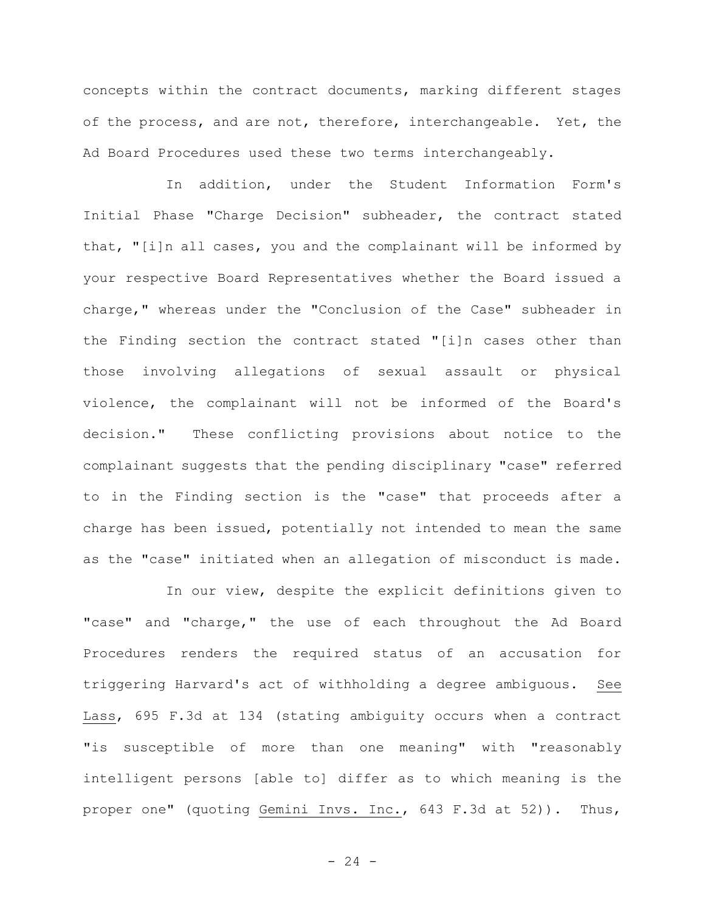concepts within the contract documents, marking different stages of the process, and are not, therefore, interchangeable. Yet, the Ad Board Procedures used these two terms interchangeably.

In addition, under the Student Information Form's Initial Phase "Charge Decision" subheader, the contract stated that, "[i]n all cases, you and the complainant will be informed by your respective Board Representatives whether the Board issued a charge," whereas under the "Conclusion of the Case" subheader in the Finding section the contract stated "[i]n cases other than those involving allegations of sexual assault or physical violence, the complainant will not be informed of the Board's decision." These conflicting provisions about notice to the complainant suggests that the pending disciplinary "case" referred to in the Finding section is the "case" that proceeds after a charge has been issued, potentially not intended to mean the same as the "case" initiated when an allegation of misconduct is made.

In our view, despite the explicit definitions given to "case" and "charge," the use of each throughout the Ad Board Procedures renders the required status of an accusation for triggering Harvard's act of withholding a degree ambiguous. See Lass, 695 F.3d at 134 (stating ambiguity occurs when a contract "is susceptible of more than one meaning" with "reasonably intelligent persons [able to] differ as to which meaning is the proper one" (quoting Gemini Invs. Inc., 643 F.3d at 52)). Thus,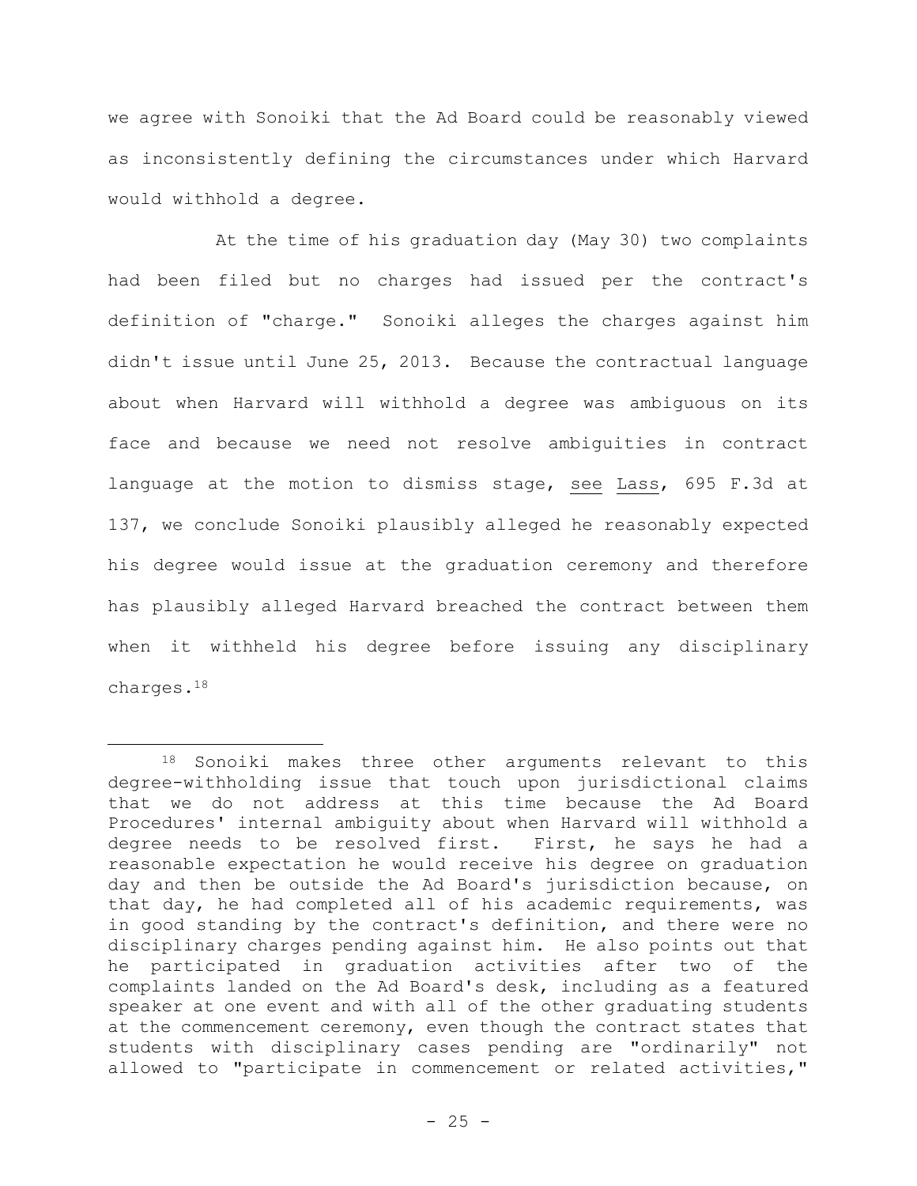we agree with Sonoiki that the Ad Board could be reasonably viewed as inconsistently defining the circumstances under which Harvard would withhold a degree.

At the time of his graduation day (May 30) two complaints had been filed but no charges had issued per the contract's definition of "charge." Sonoiki alleges the charges against him didn't issue until June 25, 2013. Because the contractual language about when Harvard will withhold a degree was ambiguous on its face and because we need not resolve ambiguities in contract language at the motion to dismiss stage, see Lass, 695 F.3d at 137, we conclude Sonoiki plausibly alleged he reasonably expected his degree would issue at the graduation ceremony and therefore has plausibly alleged Harvard breached the contract between them when it withheld his degree before issuing any disciplinary charges.[18]

---

[18] Sonoiki makes three other arguments relevant to this degree-withholding issue that touch upon jurisdictional claims that we do not address at this time because the Ad Board Procedures' internal ambiguity about when Harvard will withhold a degree needs to be resolved first. First, he says he had a reasonable expectation he would receive his degree on graduation day and then be outside the Ad Board's jurisdiction because, on that day, he had completed all of his academic requirements, was in good standing by the contract's definition, and there were no disciplinary charges pending against him. He also points out that he participated in graduation activities after two of the complaints landed on the Ad Board's desk, including as a featured speaker at one event and with all of the other graduating students at the commencement ceremony, even though the contract states that students with disciplinary cases pending are "ordinarily" not allowed to "participate in commencement or related activities,"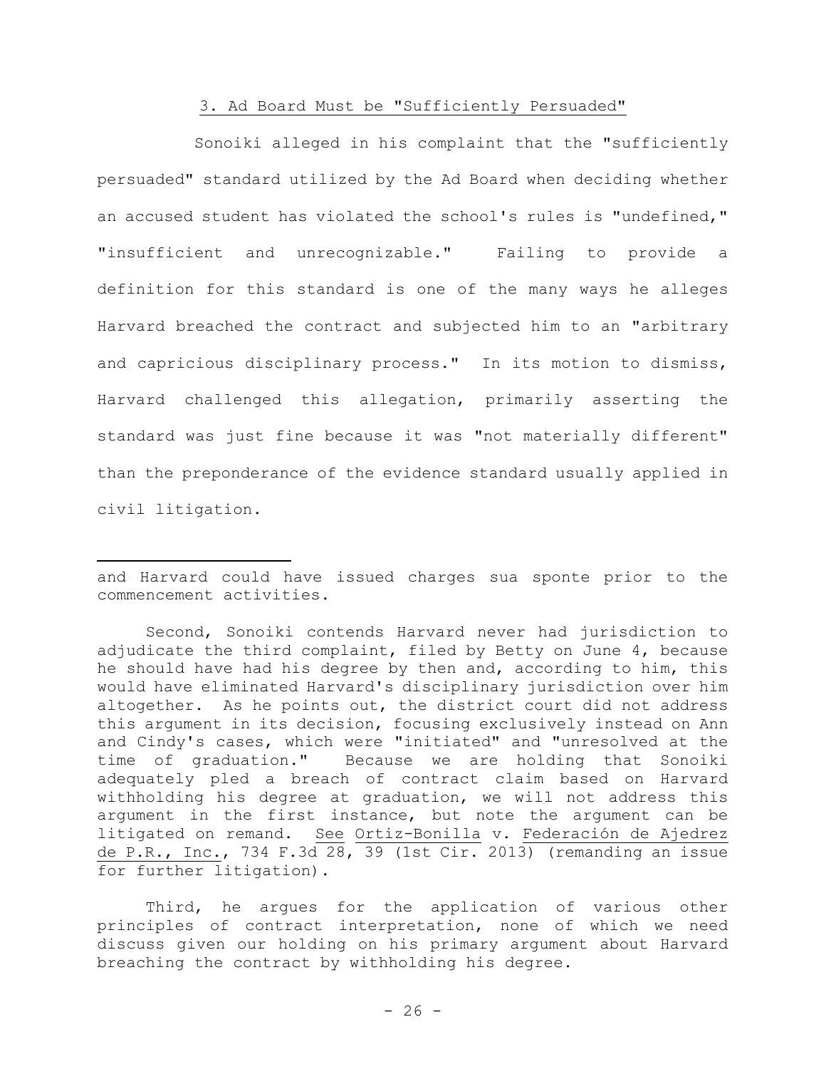### 3. Ad Board Must be "Sufficiently Persuaded"

Sonoiki alleged in his complaint that the "sufficiently persuaded" standard utilized by the Ad Board when deciding whether an accused student has violated the school's rules is "undefined," "insufficient and unrecognizable." Failing to provide a definition for this standard is one of the many ways he alleges Harvard breached the contract and subjected him to an "arbitrary and capricious disciplinary process." In its motion to dismiss, Harvard challenged this allegation, primarily asserting the standard was just fine because it was "not materially different" than the preponderance of the evidence standard usually applied in civil litigation.

---

and Harvard could have issued charges sua sponte prior to the commencement activities.

Second, Sonoiki contends Harvard never had jurisdiction to adjudicate the third complaint, filed by Betty on June 4, because he should have had his degree by then and, according to him, this would have eliminated Harvard's disciplinary jurisdiction over him altogether. As he points out, the district court did not address this argument in its decision, focusing exclusively instead on Ann and Cindy's cases, which were "initiated" and "unresolved at the time of graduation." Because we are holding that Sonoiki adequately pled a breach of contract claim based on Harvard withholding his degree at graduation, we will not address this argument in the first instance, but note the argument can be litigated on remand. <u>See</u> <u>Ortiz-Bonilla</u> v. <u>Federación de Ajedrez de P.R., Inc.</u>, 734 F.3d 28, 39 (1st Cir. 2013) (remanding an issue for further litigation).

Third, he argues for the application of various other principles of contract interpretation, none of which we need discuss given our holding on his primary argument about Harvard breaching the contract by withholding his degree.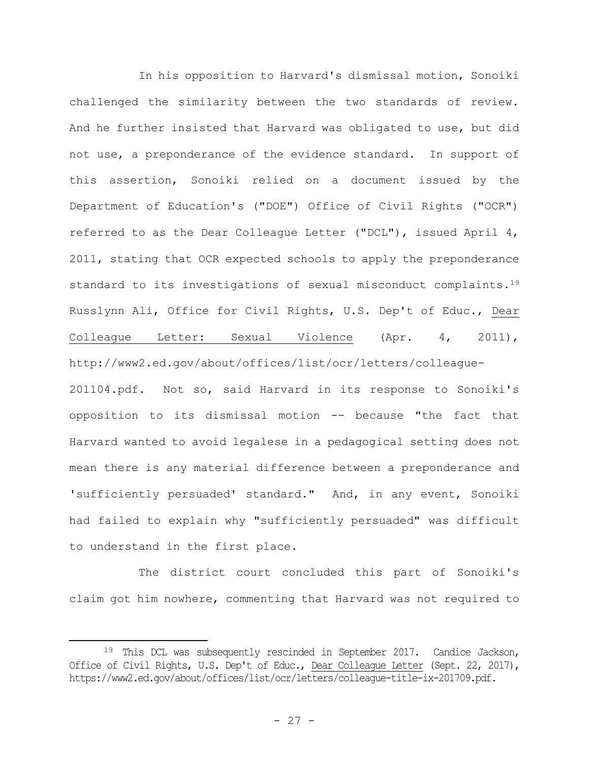In his opposition to Harvard's dismissal motion, Sonoiki challenged the similarity between the two standards of review. And he further insisted that Harvard was obligated to use, but did not use, a preponderance of the evidence standard. In support of this assertion, Sonoiki relied on a document issued by the Department of Education's ("DOE") Office of Civil Rights ("OCR") referred to as the Dear Colleague Letter ("DCL"), issued April 4, 2011, stating that OCR expected schools to apply the preponderance standard to its investigations of sexual misconduct complaints.[19] Russlynn Ali, Office for Civil Rights, U.S. Dep't of Educ., Dear Colleague Letter: Sexual Violence (Apr. 4, 2011), http://www2.ed.gov/about/offices/list/ocr/letters/colleague-201104.pdf. Not so, said Harvard in its response to Sonoiki's opposition to its dismissal motion -- because "the fact that Harvard wanted to avoid legalese in a pedagogical setting does not mean there is any material difference between a preponderance and 'sufficiently persuaded' standard." And, in any event, Sonoiki had failed to explain why "sufficiently persuaded" was difficult to understand in the first place.

The district court concluded this part of Sonoiki's claim got him nowhere, commenting that Harvard was not required to

[19] This DCL was subsequently rescinded in September 2017. Candice Jackson, Office of Civil Rights, U.S. Dep't of Educ., Dear Colleague Letter (Sept. 22, 2017), https://www2.ed.gov/about/offices/list/ocr/letters/colleague-title-ix-201709.pdf.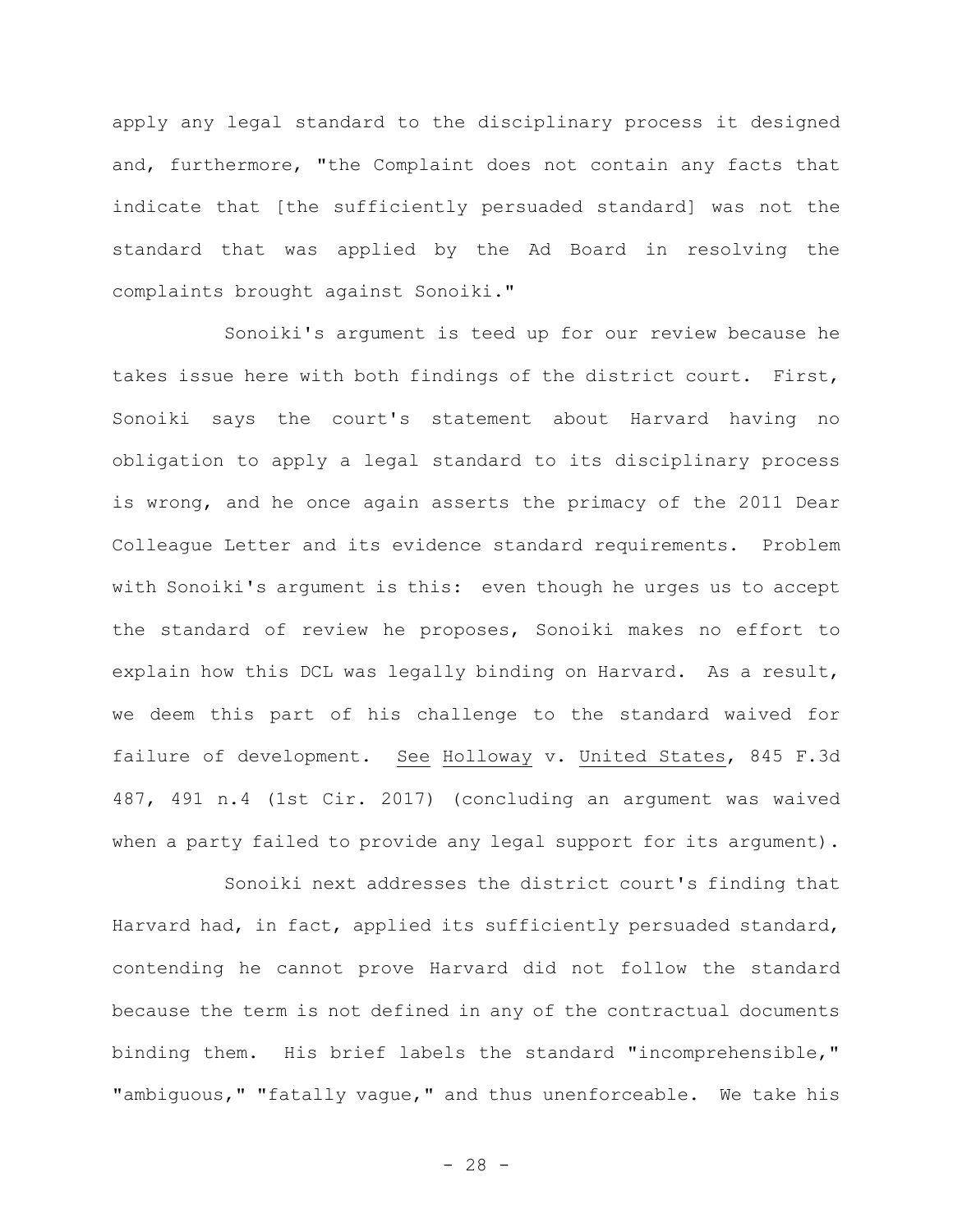apply any legal standard to the disciplinary process it designed and, furthermore, "the Complaint does not contain any facts that indicate that [the sufficiently persuaded standard] was not the standard that was applied by the Ad Board in resolving the complaints brought against Sonoiki."

Sonoiki's argument is teed up for our review because he takes issue here with both findings of the district court. First, Sonoiki says the court's statement about Harvard having no obligation to apply a legal standard to its disciplinary process is wrong, and he once again asserts the primacy of the 2011 Dear Colleague Letter and its evidence standard requirements. Problem with Sonoiki's argument is this: even though he urges us to accept the standard of review he proposes, Sonoiki makes no effort to explain how this DCL was legally binding on Harvard. As a result, we deem this part of his challenge to the standard waived for failure of development. See Holloway v. United States, 845 F.3d 487, 491 n.4 (1st Cir. 2017) (concluding an argument was waived when a party failed to provide any legal support for its argument).

Sonoiki next addresses the district court's finding that Harvard had, in fact, applied its sufficiently persuaded standard, contending he cannot prove Harvard did not follow the standard because the term is not defined in any of the contractual documents binding them. His brief labels the standard "incomprehensible," "ambiguous," "fatally vague," and thus unenforceable. We take his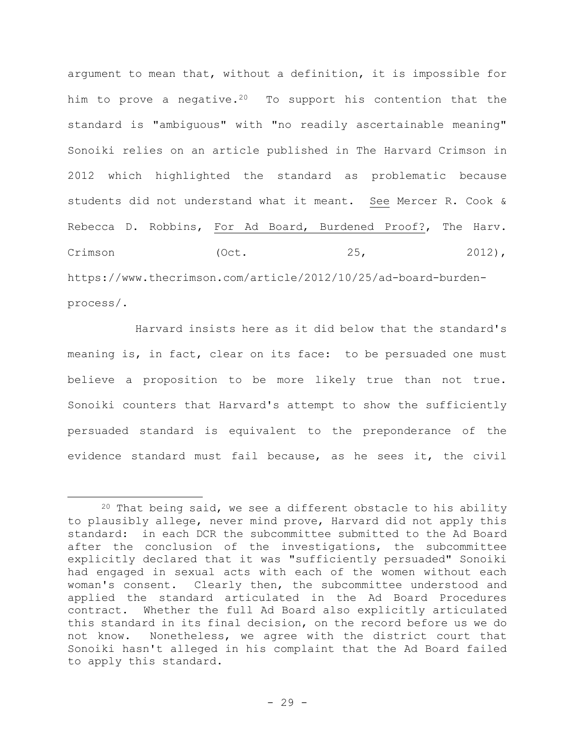argument to mean that, without a definition, it is impossible for him to prove a negative.[20] To support his contention that the standard is "ambiguous" with "no readily ascertainable meaning" Sonoiki relies on an article published in The Harvard Crimson in 2012 which highlighted the standard as problematic because students did not understand what it meant. See Mercer R. Cook & Rebecca D. Robbins, For Ad Board, Burdened Proof?, The Harv. Crimson (Oct. 25, 2012), https://www.thecrimson.com/article/2012/10/25/ad-board-burden-process/.

Harvard insists here as it did below that the standard's meaning is, in fact, clear on its face: to be persuaded one must believe a proposition to be more likely true than not true. Sonoiki counters that Harvard's attempt to show the sufficiently persuaded standard is equivalent to the preponderance of the evidence standard must fail because, as he sees it, the civil

---

[20] That being said, we see a different obstacle to his ability to plausibly allege, never mind prove, Harvard did not apply this standard: in each DCR the subcommittee submitted to the Ad Board after the conclusion of the investigations, the subcommittee explicitly declared that it was "sufficiently persuaded" Sonoiki had engaged in sexual acts with each of the women without each woman's consent. Clearly then, the subcommittee understood and applied the standard articulated in the Ad Board Procedures contract. Whether the full Ad Board also explicitly articulated this standard in its final decision, on the record before us we do not know. Nonetheless, we agree with the district court that Sonoiki hasn't alleged in his complaint that the Ad Board failed to apply this standard.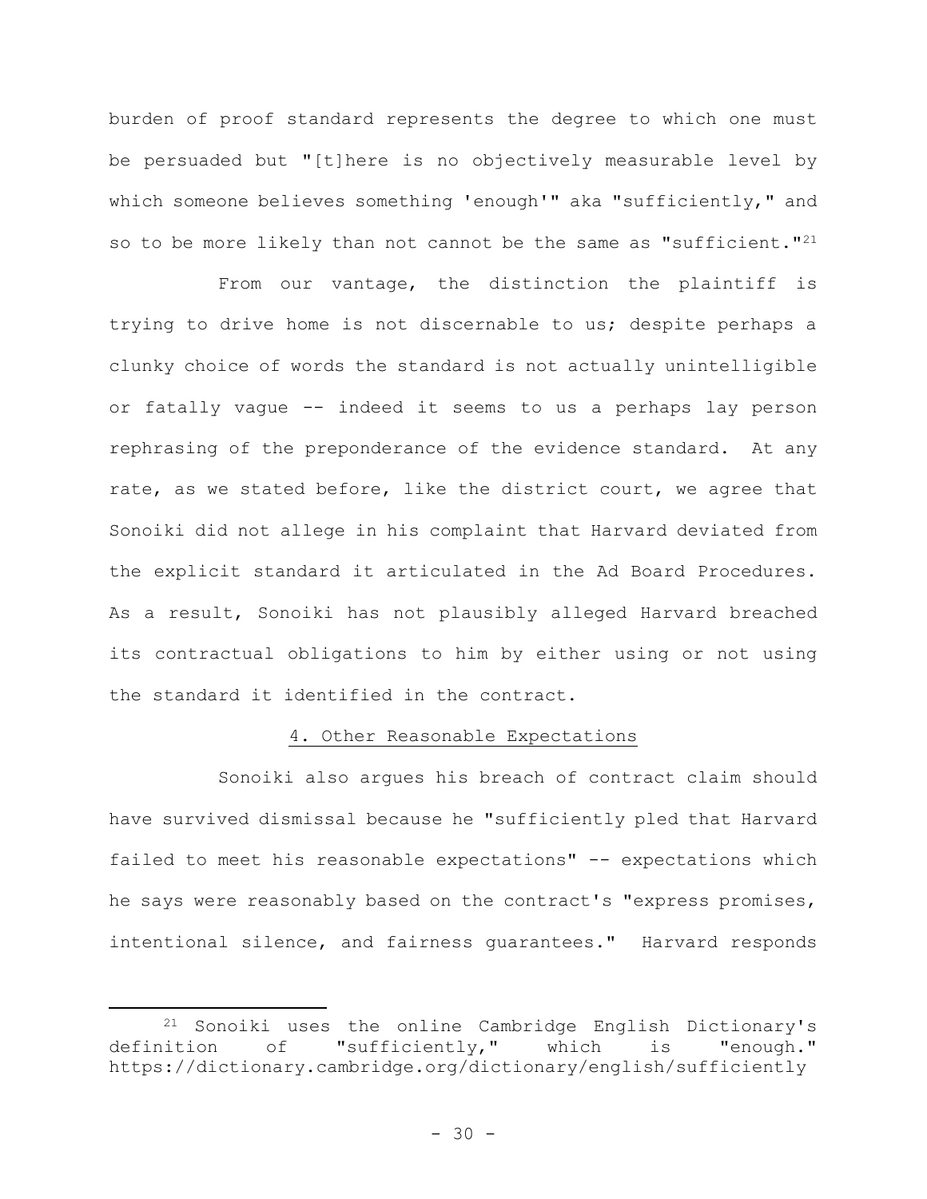burden of proof standard represents the degree to which one must be persuaded but "[t]here is no objectively measurable level by which someone believes something 'enough'" aka "sufficiently," and so to be more likely than not cannot be the same as "sufficient."[21]

From our vantage, the distinction the plaintiff is trying to drive home is not discernable to us; despite perhaps a clunky choice of words the standard is not actually unintelligible or fatally vague -- indeed it seems to us a perhaps lay person rephrasing of the preponderance of the evidence standard. At any rate, as we stated before, like the district court, we agree that Sonoiki did not allege in his complaint that Harvard deviated from the explicit standard it articulated in the Ad Board Procedures. As a result, Sonoiki has not plausibly alleged Harvard breached its contractual obligations to him by either using or not using the standard it identified in the contract.

4. Other Reasonable Expectations

Sonoiki also argues his breach of contract claim should have survived dismissal because he "sufficiently pled that Harvard failed to meet his reasonable expectations" -- expectations which he says were reasonably based on the contract's "express promises, intentional silence, and fairness guarantees." Harvard responds

[21] Sonoiki uses the online Cambridge English Dictionary's definition of "sufficiently," which is "enough." https://dictionary.cambridge.org/dictionary/english/sufficiently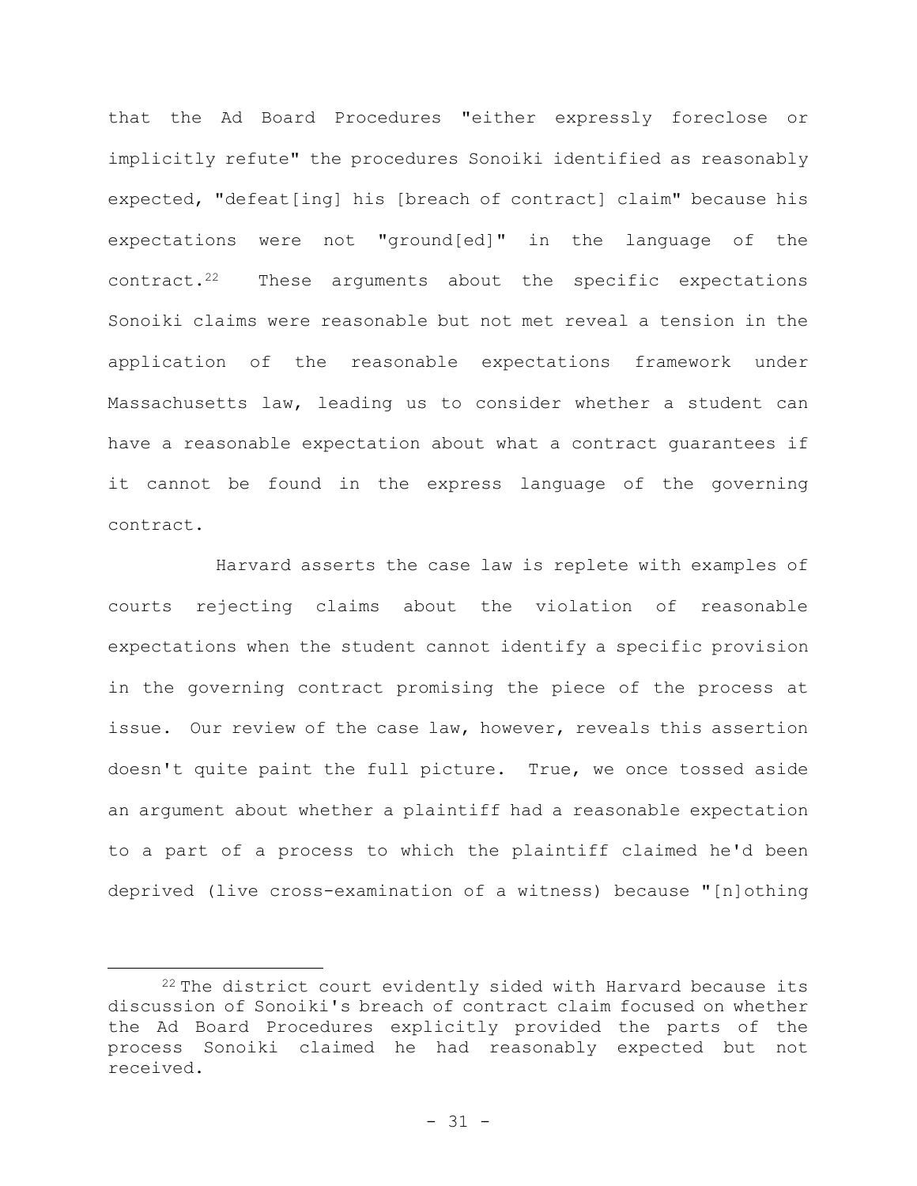that the Ad Board Procedures "either expressly foreclose or implicitly refute" the procedures Sonoiki identified as reasonably expected, "defeat[ing] his [breach of contract] claim" because his expectations were not "ground[ed]" in the language of the contract.[22] These arguments about the specific expectations Sonoiki claims were reasonable but not met reveal a tension in the application of the reasonable expectations framework under Massachusetts law, leading us to consider whether a student can have a reasonable expectation about what a contract guarantees if it cannot be found in the express language of the governing contract.

Harvard asserts the case law is replete with examples of courts rejecting claims about the violation of reasonable expectations when the student cannot identify a specific provision in the governing contract promising the piece of the process at issue. Our review of the case law, however, reveals this assertion doesn't quite paint the full picture. True, we once tossed aside an argument about whether a plaintiff had a reasonable expectation to a part of a process to which the plaintiff claimed he'd been deprived (live cross-examination of a witness) because "[n]othing

[22] The district court evidently sided with Harvard because its discussion of Sonoiki's breach of contract claim focused on whether the Ad Board Procedures explicitly provided the parts of the process Sonoiki claimed he had reasonably expected but not received.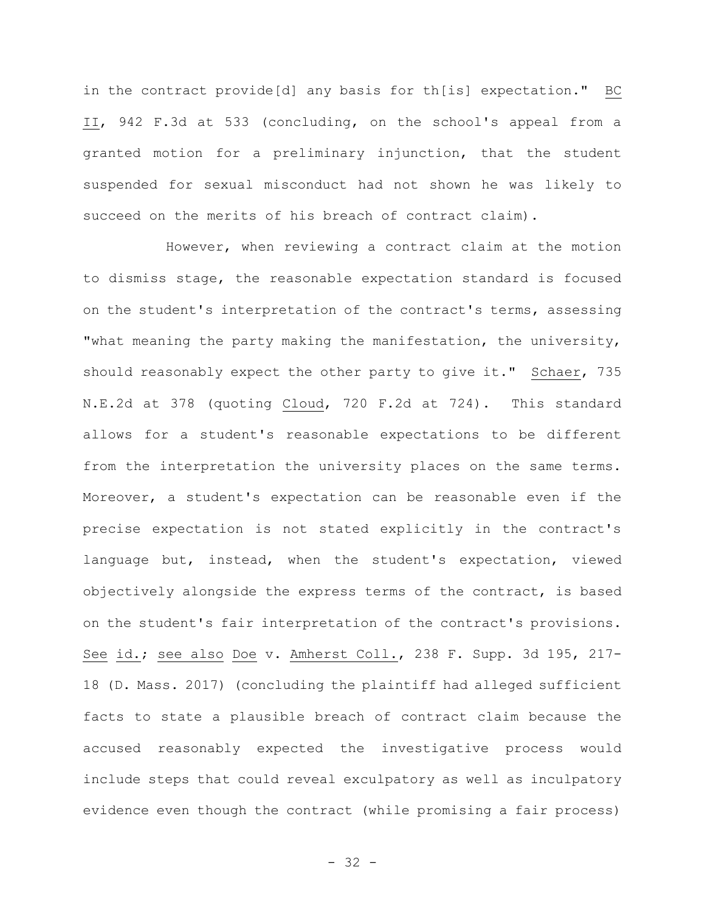in the contract provide[d] any basis for th[is] expectation." BC II, 942 F.3d at 533 (concluding, on the school's appeal from a granted motion for a preliminary injunction, that the student suspended for sexual misconduct had not shown he was likely to succeed on the merits of his breach of contract claim).

However, when reviewing a contract claim at the motion to dismiss stage, the reasonable expectation standard is focused on the student's interpretation of the contract's terms, assessing "what meaning the party making the manifestation, the university, should reasonably expect the other party to give it." Schaer, 735 N.E.2d at 378 (quoting Cloud, 720 F.2d at 724). This standard allows for a student's reasonable expectations to be different from the interpretation the university places on the same terms. Moreover, a student's expectation can be reasonable even if the precise expectation is not stated explicitly in the contract's language but, instead, when the student's expectation, viewed objectively alongside the express terms of the contract, is based on the student's fair interpretation of the contract's provisions. See id.; see also Doe v. Amherst Coll., 238 F. Supp. 3d 195, 217-18 (D. Mass. 2017) (concluding the plaintiff had alleged sufficient facts to state a plausible breach of contract claim because the accused reasonably expected the investigative process would include steps that could reveal exculpatory as well as inculpatory evidence even though the contract (while promising a fair process)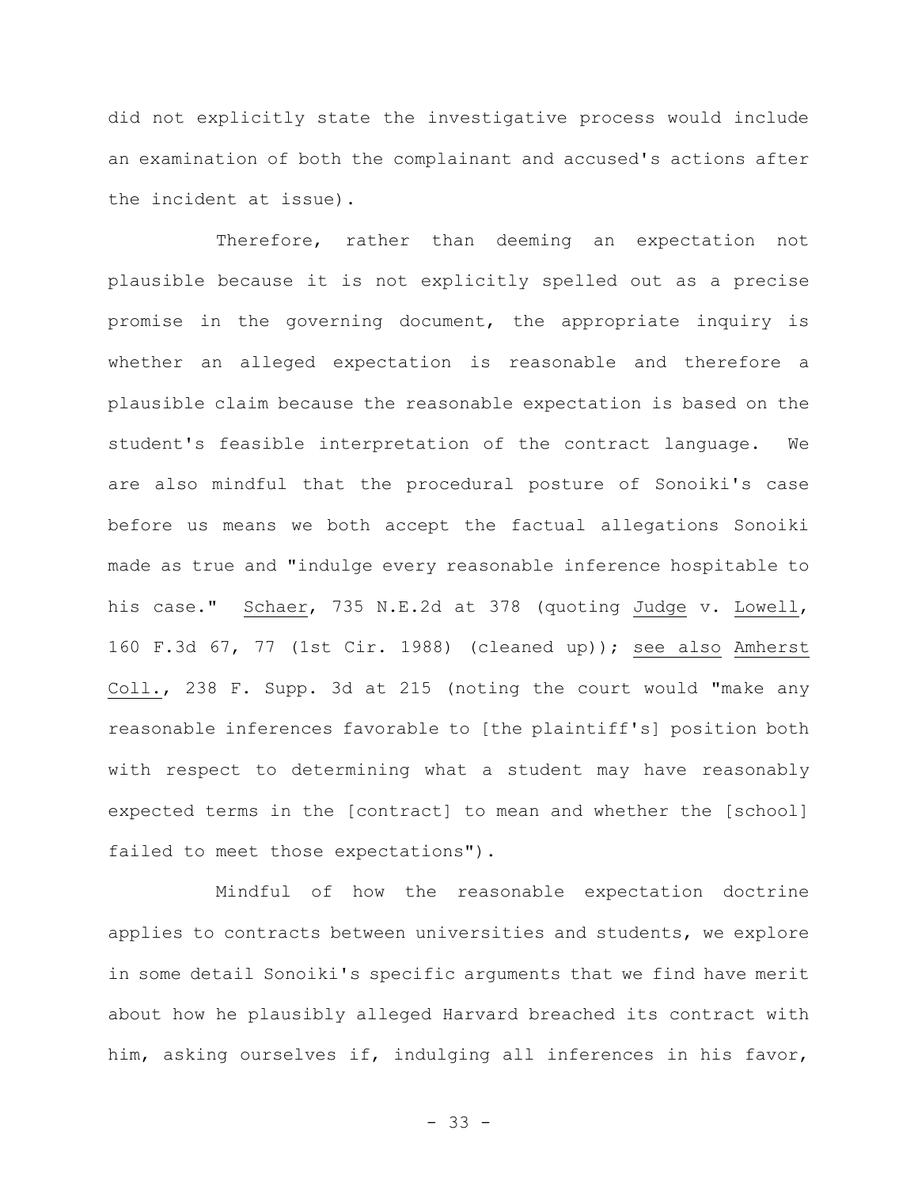did not explicitly state the investigative process would include an examination of both the complainant and accused's actions after the incident at issue).

Therefore, rather than deeming an expectation not plausible because it is not explicitly spelled out as a precise promise in the governing document, the appropriate inquiry is whether an alleged expectation is reasonable and therefore a plausible claim because the reasonable expectation is based on the student's feasible interpretation of the contract language. We are also mindful that the procedural posture of Sonoiki's case before us means we both accept the factual allegations Sonoiki made as true and "indulge every reasonable inference hospitable to his case." Schaer, 735 N.E.2d at 378 (quoting Judge v. Lowell, 160 F.3d 67, 77 (1st Cir. 1988) (cleaned up)); see also Amherst Coll., 238 F. Supp. 3d at 215 (noting the court would "make any reasonable inferences favorable to [the plaintiff's] position both with respect to determining what a student may have reasonably expected terms in the [contract] to mean and whether the [school] failed to meet those expectations").

Mindful of how the reasonable expectation doctrine applies to contracts between universities and students, we explore in some detail Sonoiki's specific arguments that we find have merit about how he plausibly alleged Harvard breached its contract with him, asking ourselves if, indulging all inferences in his favor,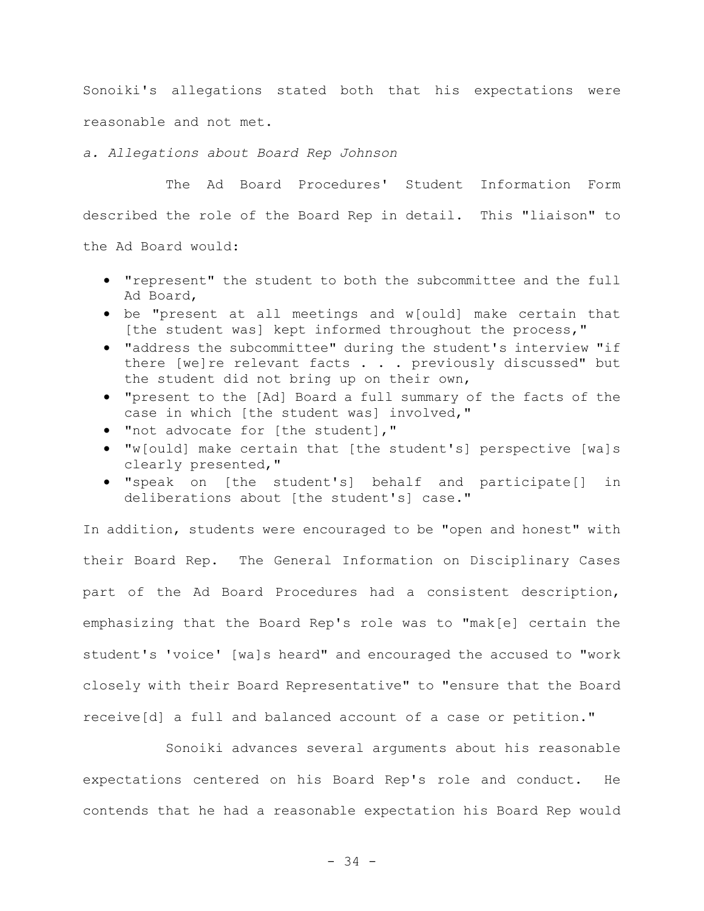Sonoiki's allegations stated both that his expectations were reasonable and not met.

*a. Allegations about Board Rep Johnson*

The Ad Board Procedures' Student Information Form described the role of the Board Rep in detail. This "liaison" to the Ad Board would:

- "represent" the student to both the subcommittee and the full Ad Board,
- be "present at all meetings and w[ould] make certain that [the student was] kept informed throughout the process,"
- "address the subcommittee" during the student's interview "if there [we]re relevant facts . . . previously discussed" but the student did not bring up on their own,
- "present to the [Ad] Board a full summary of the facts of the case in which [the student was] involved,"
- "not advocate for [the student],"
- "w[ould] make certain that [the student's] perspective [wa]s clearly presented,"
- "speak on [the student's] behalf and participate[] in deliberations about [the student's] case."

In addition, students were encouraged to be "open and honest" with their Board Rep. The General Information on Disciplinary Cases part of the Ad Board Procedures had a consistent description, emphasizing that the Board Rep's role was to "mak[e] certain the student's 'voice' [wa]s heard" and encouraged the accused to "work closely with their Board Representative" to "ensure that the Board receive[d] a full and balanced account of a case or petition."

Sonoiki advances several arguments about his reasonable expectations centered on his Board Rep's role and conduct. He contends that he had a reasonable expectation his Board Rep would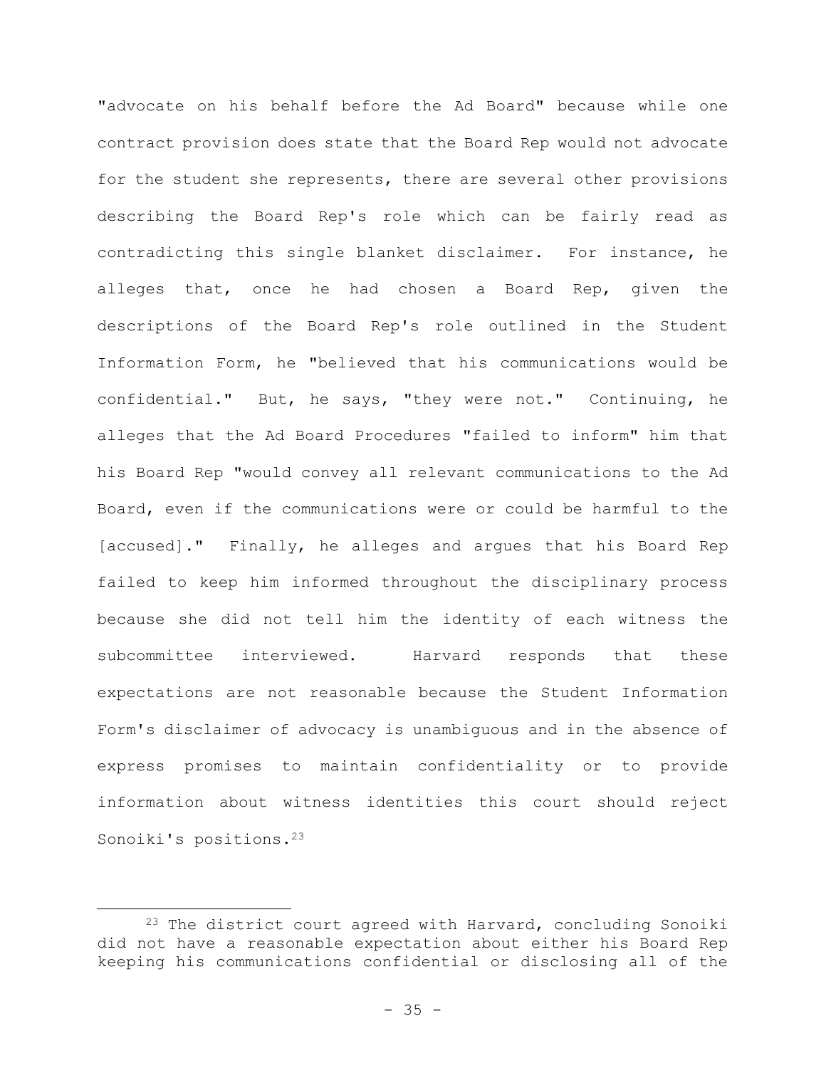"advocate on his behalf before the Ad Board" because while one contract provision does state that the Board Rep would not advocate for the student she represents, there are several other provisions describing the Board Rep's role which can be fairly read as contradicting this single blanket disclaimer. For instance, he alleges that, once he had chosen a Board Rep, given the descriptions of the Board Rep's role outlined in the Student Information Form, he "believed that his communications would be confidential." But, he says, "they were not." Continuing, he alleges that the Ad Board Procedures "failed to inform" him that his Board Rep "would convey all relevant communications to the Ad Board, even if the communications were or could be harmful to the [accused]." Finally, he alleges and argues that his Board Rep failed to keep him informed throughout the disciplinary process because she did not tell him the identity of each witness the subcommittee interviewed. Harvard responds that these expectations are not reasonable because the Student Information Form's disclaimer of advocacy is unambiguous and in the absence of express promises to maintain confidentiality or to provide information about witness identities this court should reject Sonoiki's positions.[23]

---

[23] The district court agreed with Harvard, concluding Sonoiki did not have a reasonable expectation about either his Board Rep keeping his communications confidential or disclosing all of the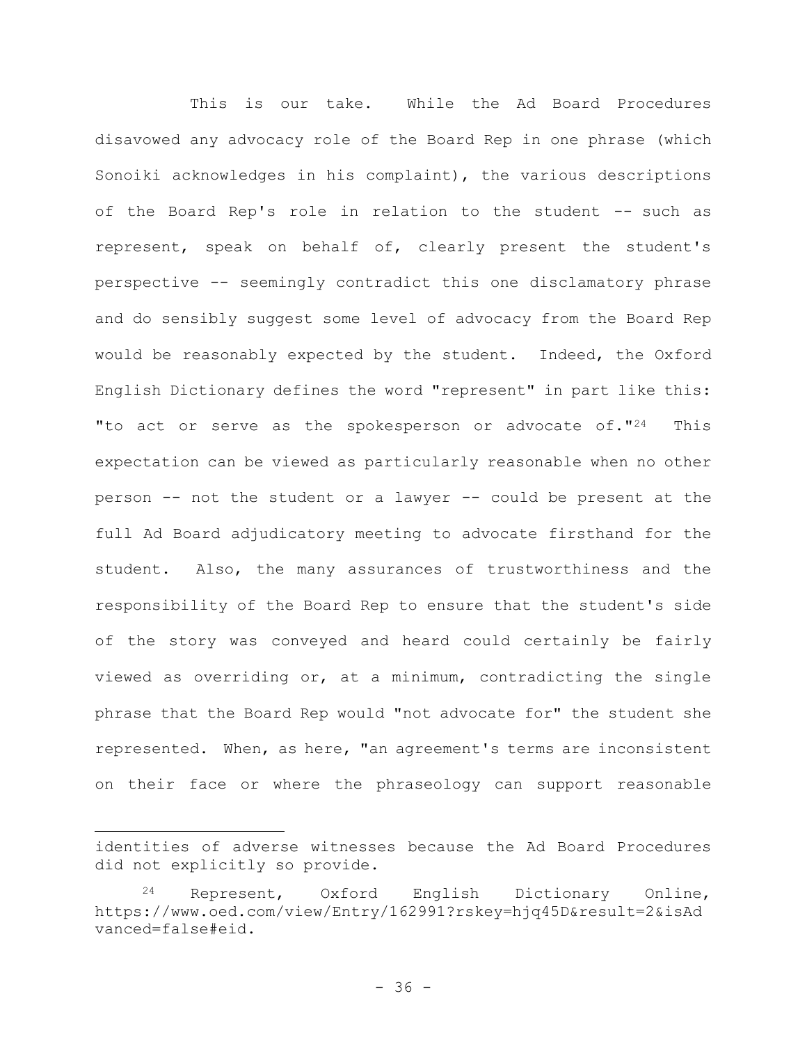This is our take. While the Ad Board Procedures disavowed any advocacy role of the Board Rep in one phrase (which Sonoiki acknowledges in his complaint), the various descriptions of the Board Rep's role in relation to the student -- such as represent, speak on behalf of, clearly present the student's perspective -- seemingly contradict this one disclamatory phrase and do sensibly suggest some level of advocacy from the Board Rep would be reasonably expected by the student. Indeed, the Oxford English Dictionary defines the word "represent" in part like this: "to act or serve as the spokesperson or advocate of."[24] This expectation can be viewed as particularly reasonable when no other person -- not the student or a lawyer -- could be present at the full Ad Board adjudicatory meeting to advocate firsthand for the student. Also, the many assurances of trustworthiness and the responsibility of the Board Rep to ensure that the student's side of the story was conveyed and heard could certainly be fairly viewed as overriding or, at a minimum, contradicting the single phrase that the Board Rep would "not advocate for" the student she represented. When, as here, "an agreement's terms are inconsistent on their face or where the phraseology can support reasonable

---

identities of adverse witnesses because the Ad Board Procedures did not explicitly so provide.

[24] Represent, Oxford English Dictionary Online, https://www.oed.com/view/Entry/162991?rskey=hjq45D&result=2&isAdvanced=false#eid.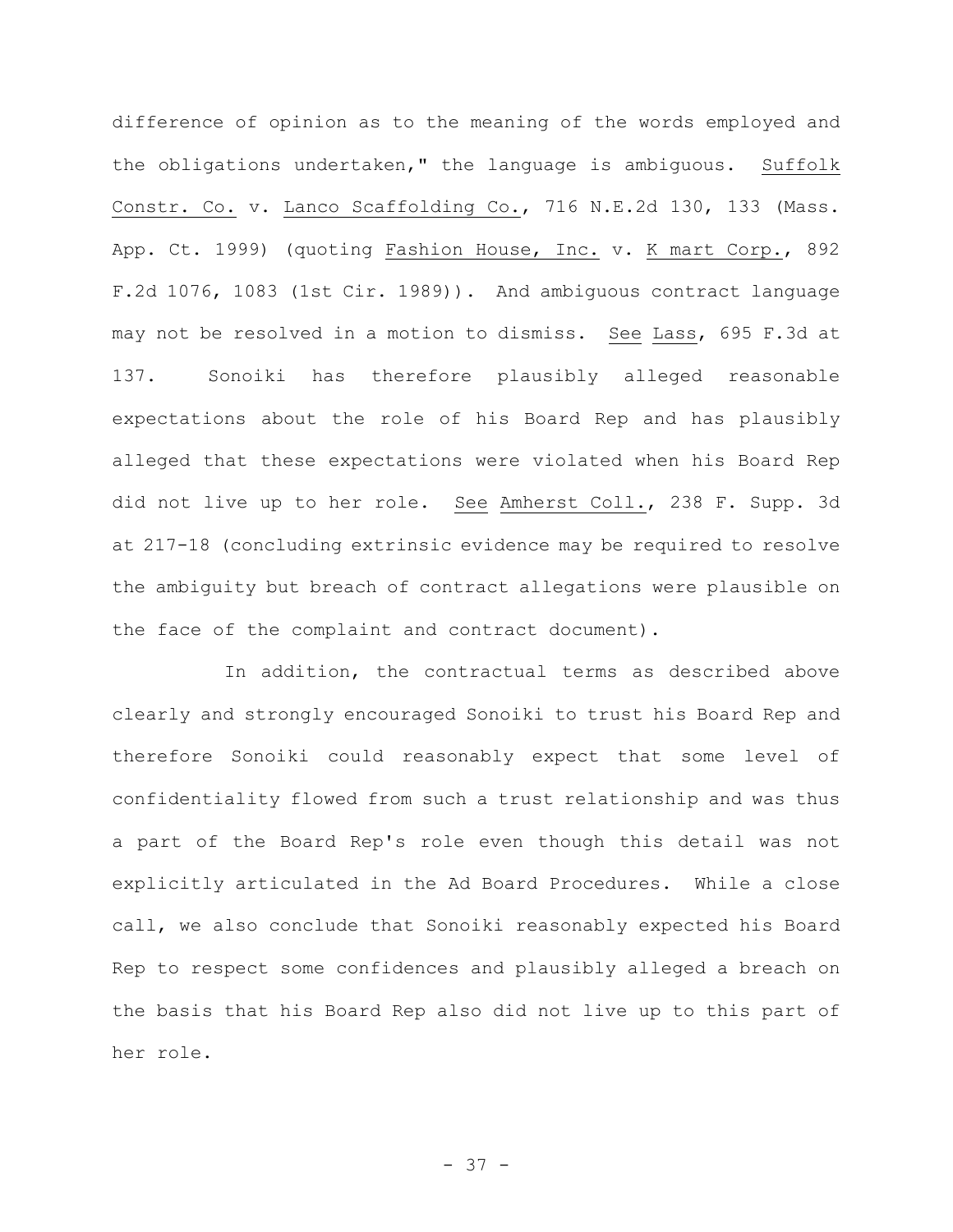difference of opinion as to the meaning of the words employed and the obligations undertaken," the language is ambiguous. Suffolk Constr. Co. v. Lanco Scaffolding Co., 716 N.E.2d 130, 133 (Mass. App. Ct. 1999) (quoting Fashion House, Inc. v. K mart Corp., 892 F.2d 1076, 1083 (1st Cir. 1989)). And ambiguous contract language may not be resolved in a motion to dismiss. See Lass, 695 F.3d at 137. Sonoiki has therefore plausibly alleged reasonable expectations about the role of his Board Rep and has plausibly alleged that these expectations were violated when his Board Rep did not live up to her role. See Amherst Coll., 238 F. Supp. 3d at 217-18 (concluding extrinsic evidence may be required to resolve the ambiguity but breach of contract allegations were plausible on the face of the complaint and contract document).

In addition, the contractual terms as described above clearly and strongly encouraged Sonoiki to trust his Board Rep and therefore Sonoiki could reasonably expect that some level of confidentiality flowed from such a trust relationship and was thus a part of the Board Rep's role even though this detail was not explicitly articulated in the Ad Board Procedures. While a close call, we also conclude that Sonoiki reasonably expected his Board Rep to respect some confidences and plausibly alleged a breach on the basis that his Board Rep also did not live up to this part of her role.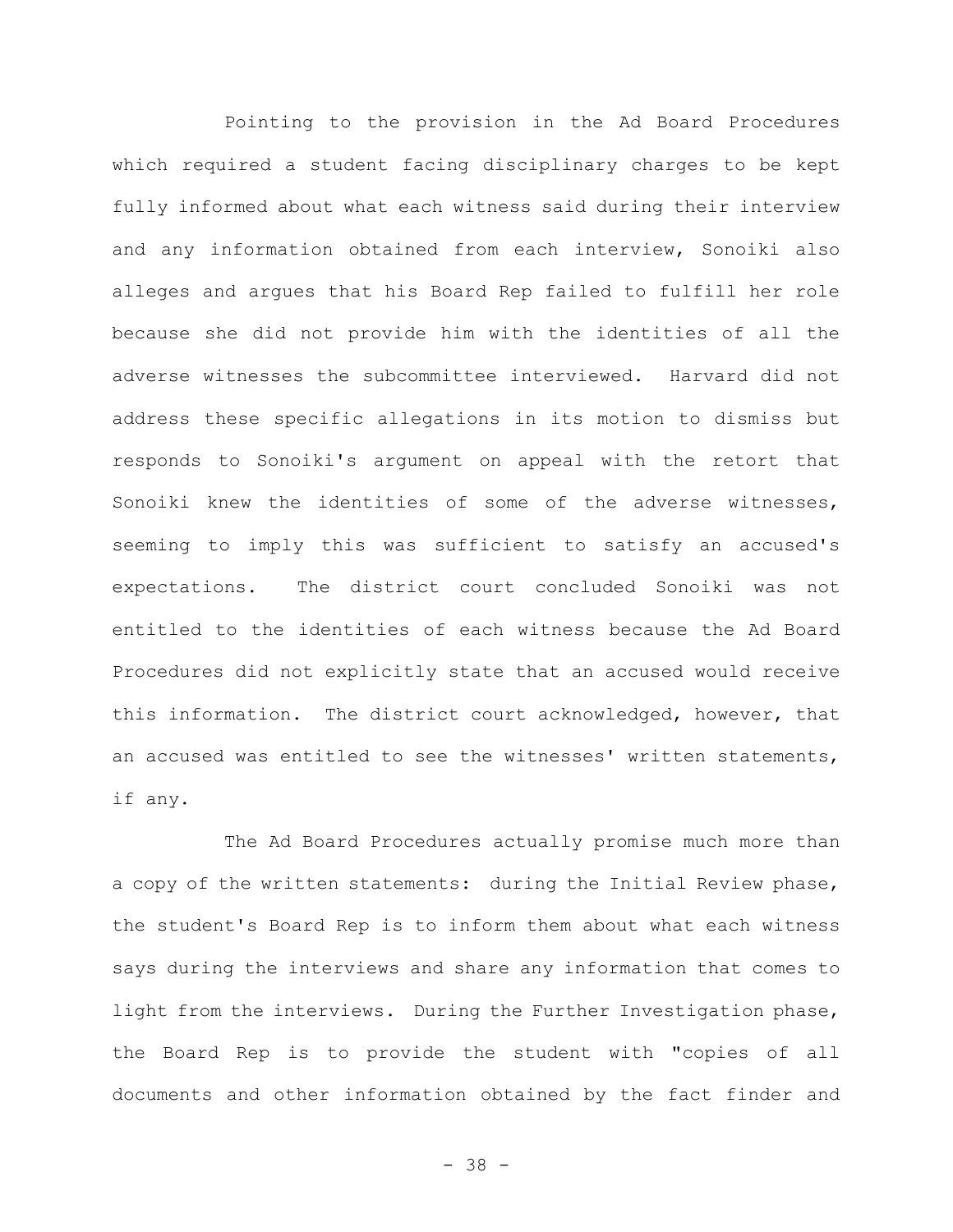Pointing to the provision in the Ad Board Procedures which required a student facing disciplinary charges to be kept fully informed about what each witness said during their interview and any information obtained from each interview, Sonoiki also alleges and argues that his Board Rep failed to fulfill her role because she did not provide him with the identities of all the adverse witnesses the subcommittee interviewed. Harvard did not address these specific allegations in its motion to dismiss but responds to Sonoiki's argument on appeal with the retort that Sonoiki knew the identities of some of the adverse witnesses, seeming to imply this was sufficient to satisfy an accused's expectations. The district court concluded Sonoiki was not entitled to the identities of each witness because the Ad Board Procedures did not explicitly state that an accused would receive this information. The district court acknowledged, however, that an accused was entitled to see the witnesses' written statements, if any.

The Ad Board Procedures actually promise much more than a copy of the written statements: during the Initial Review phase, the student's Board Rep is to inform them about what each witness says during the interviews and share any information that comes to light from the interviews. During the Further Investigation phase, the Board Rep is to provide the student with "copies of all documents and other information obtained by the fact finder and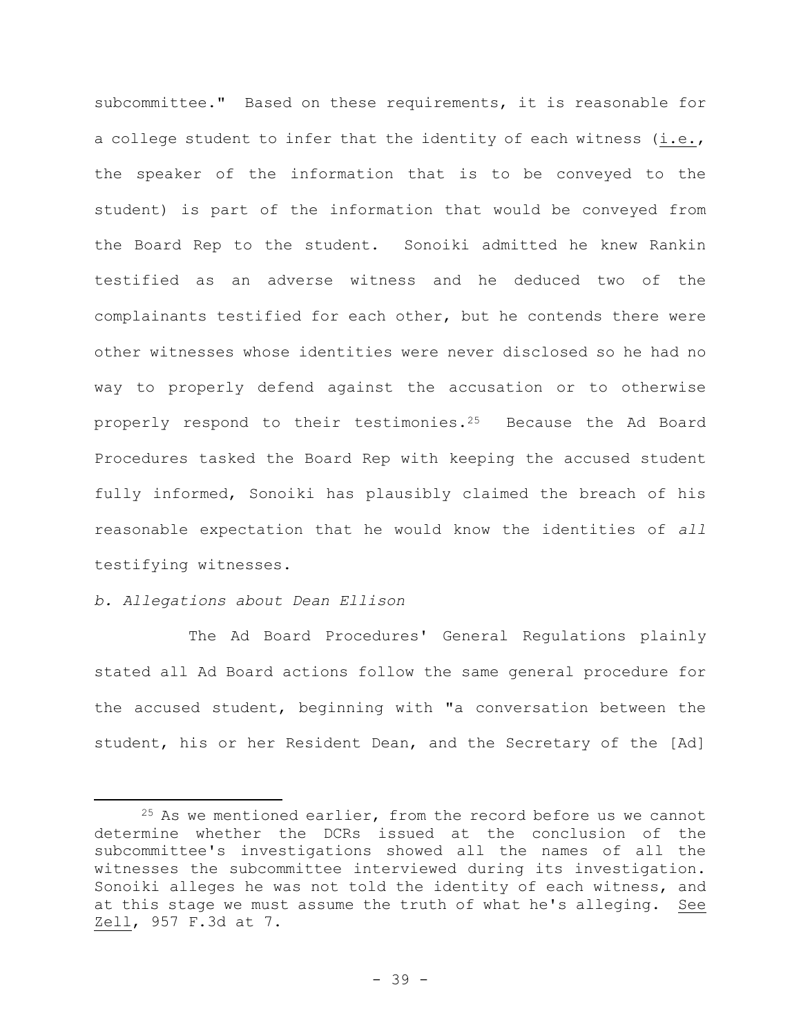subcommittee." Based on these requirements, it is reasonable for a college student to infer that the identity of each witness (i.e., the speaker of the information that is to be conveyed to the student) is part of the information that would be conveyed from the Board Rep to the student. Sonoiki admitted he knew Rankin testified as an adverse witness and he deduced two of the complainants testified for each other, but he contends there were other witnesses whose identities were never disclosed so he had no way to properly defend against the accusation or to otherwise properly respond to their testimonies.[25] Because the Ad Board Procedures tasked the Board Rep with keeping the accused student fully informed, Sonoiki has plausibly claimed the breach of his reasonable expectation that he would know the identities of *all* testifying witnesses.

*b. Allegations about Dean Ellison*

The Ad Board Procedures' General Regulations plainly stated all Ad Board actions follow the same general procedure for the accused student, beginning with "a conversation between the student, his or her Resident Dean, and the Secretary of the [Ad]

---

[25] As we mentioned earlier, from the record before us we cannot determine whether the DCRs issued at the conclusion of the subcommittee's investigations showed all the names of all the witnesses the subcommittee interviewed during its investigation. Sonoiki alleges he was not told the identity of each witness, and at this stage we must assume the truth of what he's alleging. See Zell, 957 F.3d at 7.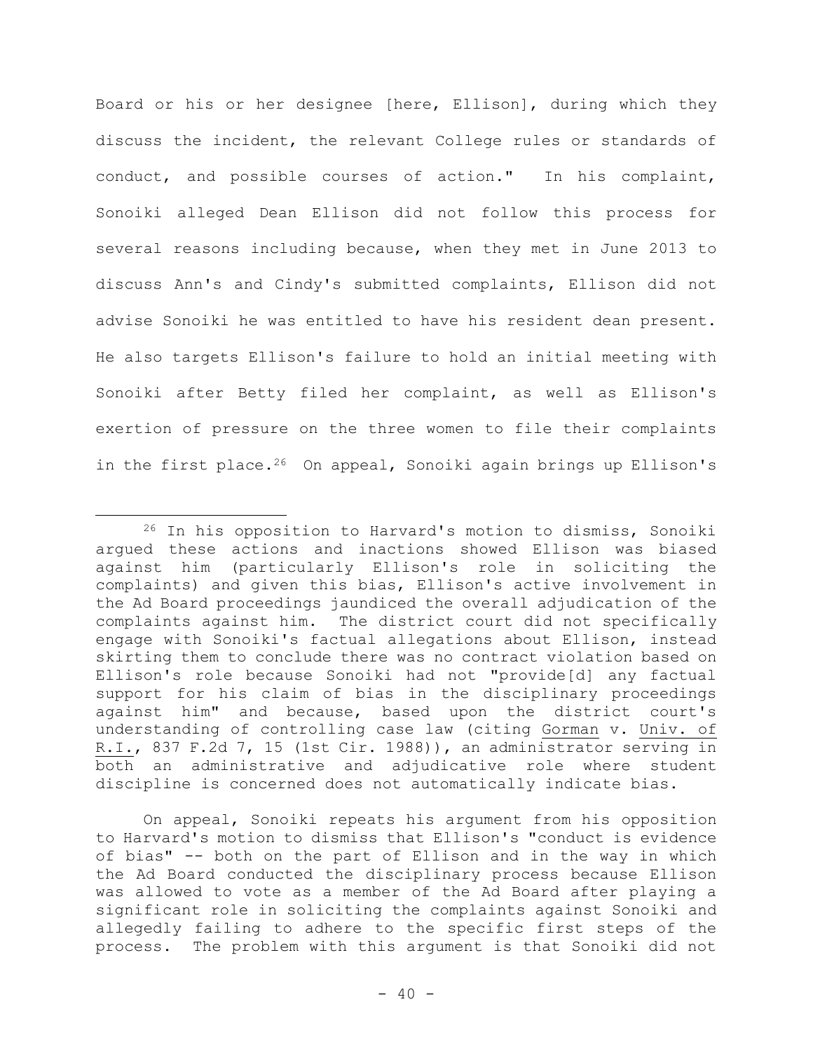Board or his or her designee [here, Ellison], during which they discuss the incident, the relevant College rules or standards of conduct, and possible courses of action." In his complaint, Sonoiki alleged Dean Ellison did not follow this process for several reasons including because, when they met in June 2013 to discuss Ann's and Cindy's submitted complaints, Ellison did not advise Sonoiki he was entitled to have his resident dean present. He also targets Ellison's failure to hold an initial meeting with Sonoiki after Betty filed her complaint, as well as Ellison's exertion of pressure on the three women to file their complaints in the first place.[26] On appeal, Sonoiki again brings up Ellison's

---

[26] In his opposition to Harvard's motion to dismiss, Sonoiki argued these actions and inactions showed Ellison was biased against him (particularly Ellison's role in soliciting the complaints) and given this bias, Ellison's active involvement in the Ad Board proceedings jaundiced the overall adjudication of the complaints against him. The district court did not specifically engage with Sonoiki's factual allegations about Ellison, instead skirting them to conclude there was no contract violation based on Ellison's role because Sonoiki had not "provide[d] any factual support for his claim of bias in the disciplinary proceedings against him" and because, based upon the district court's understanding of controlling case law (citing Gorman v. Univ. of R.I., 837 F.2d 7, 15 (1st Cir. 1988)), an administrator serving in both an administrative and adjudicative role where student discipline is concerned does not automatically indicate bias.

On appeal, Sonoiki repeats his argument from his opposition to Harvard's motion to dismiss that Ellison's "conduct is evidence of bias" -- both on the part of Ellison and in the way in which the Ad Board conducted the disciplinary process because Ellison was allowed to vote as a member of the Ad Board after playing a significant role in soliciting the complaints against Sonoiki and allegedly failing to adhere to the specific first steps of the process. The problem with this argument is that Sonoiki did not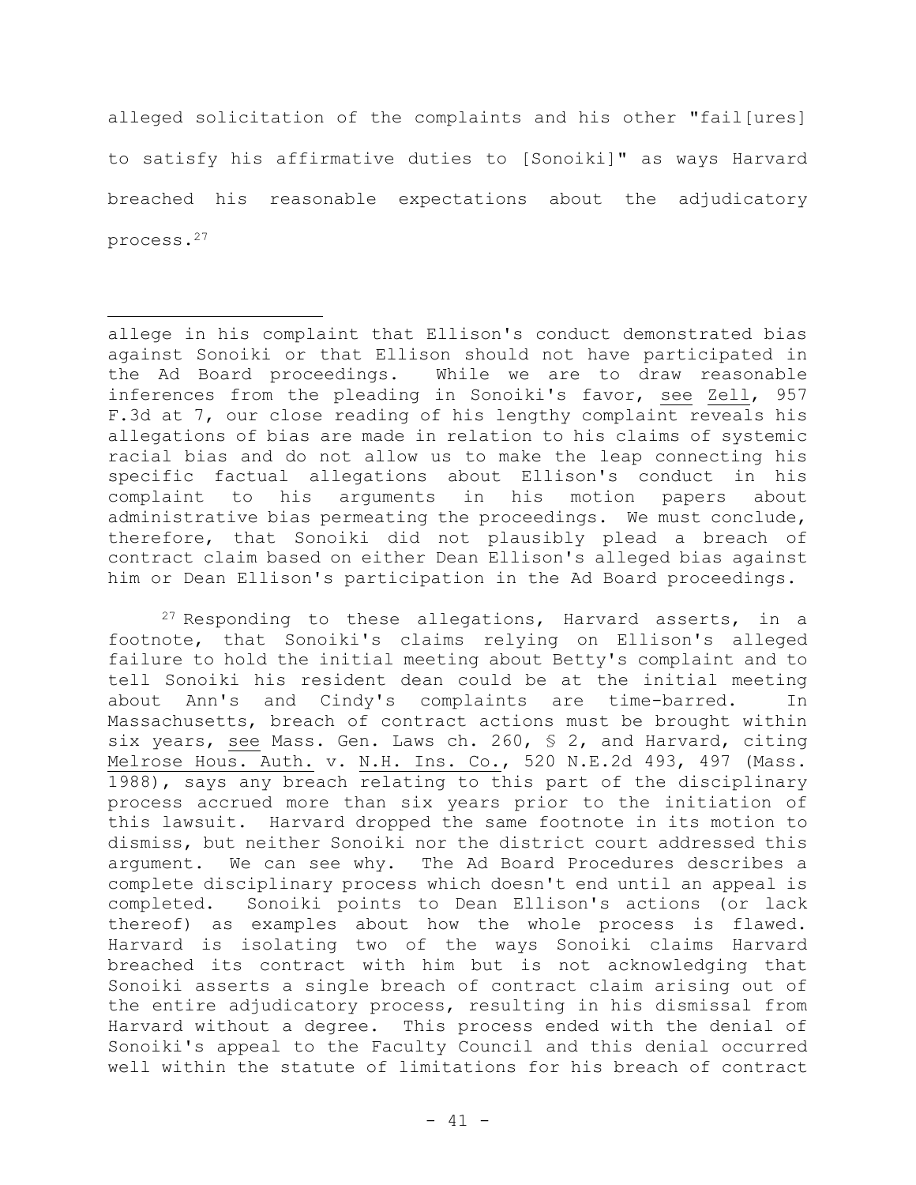alleged solicitation of the complaints and his other "fail[ures] to satisfy his affirmative duties to [Sonoiki]" as ways Harvard breached his reasonable expectations about the adjudicatory process.[27]

---

allege in his complaint that Ellison's conduct demonstrated bias against Sonoiki or that Ellison should not have participated in the Ad Board proceedings. While we are to draw reasonable inferences from the pleading in Sonoiki's favor, see Zell, 957 F.3d at 7, our close reading of his lengthy complaint reveals his allegations of bias are made in relation to his claims of systemic racial bias and do not allow us to make the leap connecting his specific factual allegations about Ellison's conduct in his complaint to his arguments in his motion papers about administrative bias permeating the proceedings. We must conclude, therefore, that Sonoiki did not plausibly plead a breach of contract claim based on either Dean Ellison's alleged bias against him or Dean Ellison's participation in the Ad Board proceedings.

[27] Responding to these allegations, Harvard asserts, in a footnote, that Sonoiki's claims relying on Ellison's alleged failure to hold the initial meeting about Betty's complaint and to tell Sonoiki his resident dean could be at the initial meeting about Ann's and Cindy's complaints are time-barred. In Massachusetts, breach of contract actions must be brought within six years, see Mass. Gen. Laws ch. 260, § 2, and Harvard, citing Melrose Hous. Auth. v. N.H. Ins. Co., 520 N.E.2d 493, 497 (Mass. 1988), says any breach relating to this part of the disciplinary process accrued more than six years prior to the initiation of this lawsuit. Harvard dropped the same footnote in its motion to dismiss, but neither Sonoiki nor the district court addressed this argument. We can see why. The Ad Board Procedures describes a complete disciplinary process which doesn't end until an appeal is completed. Sonoiki points to Dean Ellison's actions (or lack thereof) as examples about how the whole process is flawed. Harvard is isolating two of the ways Sonoiki claims Harvard breached its contract with him but is not acknowledging that Sonoiki asserts a single breach of contract claim arising out of the entire adjudicatory process, resulting in his dismissal from Harvard without a degree. This process ended with the denial of Sonoiki's appeal to the Faculty Council and this denial occurred well within the statute of limitations for his breach of contract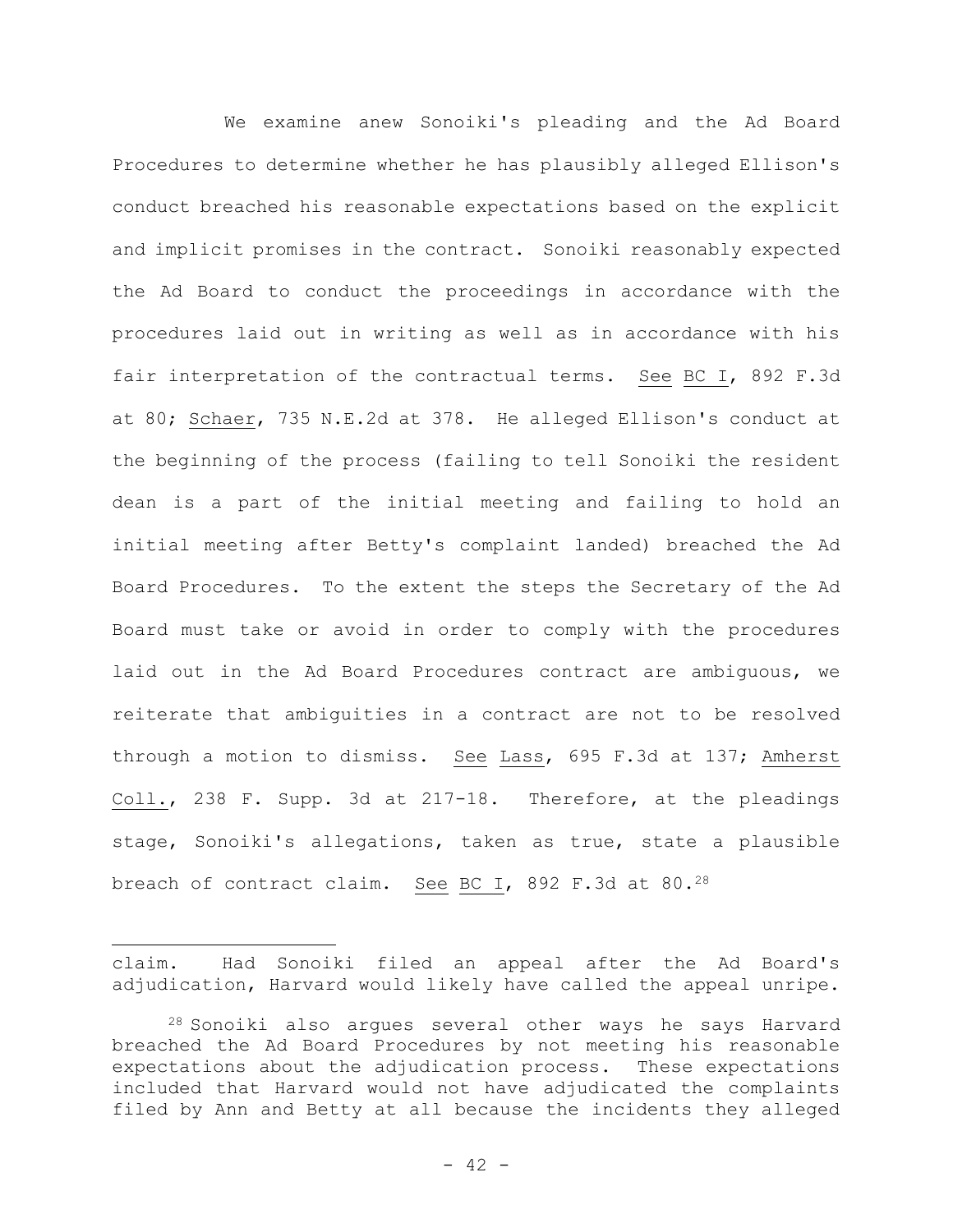We examine anew Sonoiki's pleading and the Ad Board Procedures to determine whether he has plausibly alleged Ellison's conduct breached his reasonable expectations based on the explicit and implicit promises in the contract. Sonoiki reasonably expected the Ad Board to conduct the proceedings in accordance with the procedures laid out in writing as well as in accordance with his fair interpretation of the contractual terms. See BC I, 892 F.3d at 80; Schaer, 735 N.E.2d at 378. He alleged Ellison's conduct at the beginning of the process (failing to tell Sonoiki the resident dean is a part of the initial meeting and failing to hold an initial meeting after Betty's complaint landed) breached the Ad Board Procedures. To the extent the steps the Secretary of the Ad Board must take or avoid in order to comply with the procedures laid out in the Ad Board Procedures contract are ambiguous, we reiterate that ambiguities in a contract are not to be resolved through a motion to dismiss. See Lass, 695 F.3d at 137; Amherst Coll., 238 F. Supp. 3d at 217-18. Therefore, at the pleadings stage, Sonoiki's allegations, taken as true, state a plausible breach of contract claim. See BC I, 892 F.3d at 80.[28]

---

claim. Had Sonoiki filed an appeal after the Ad Board's adjudication, Harvard would likely have called the appeal unripe.

[28] Sonoiki also argues several other ways he says Harvard breached the Ad Board Procedures by not meeting his reasonable expectations about the adjudication process. These expectations included that Harvard would not have adjudicated the complaints filed by Ann and Betty at all because the incidents they alleged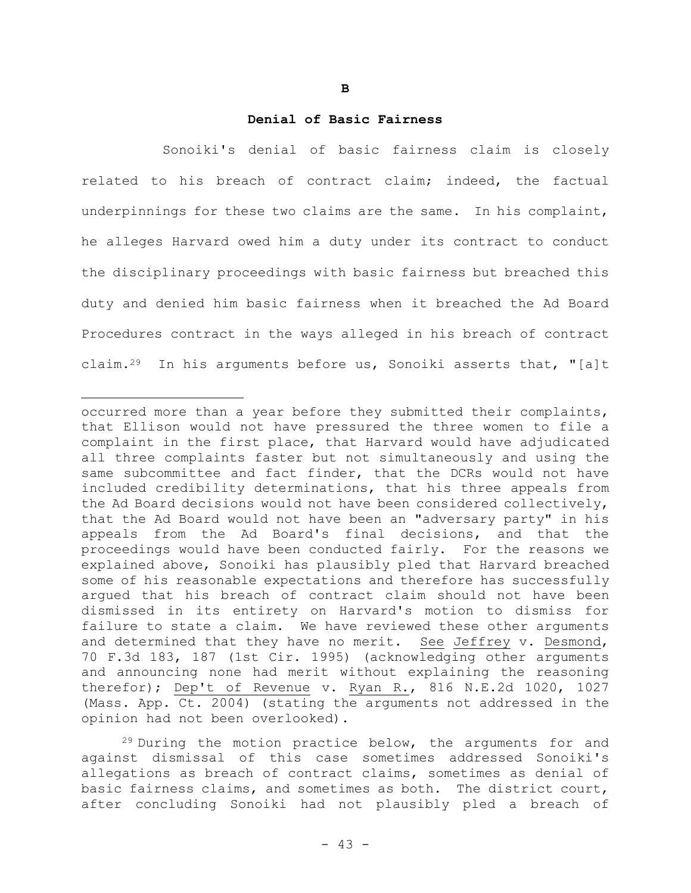## B

## Denial of Basic Fairness

Sonoiki's denial of basic fairness claim is closely related to his breach of contract claim; indeed, the factual underpinnings for these two claims are the same. In his complaint, he alleges Harvard owed him a duty under its contract to conduct the disciplinary proceedings with basic fairness but breached this duty and denied him basic fairness when it breached the Ad Board Procedures contract in the ways alleged in his breach of contract claim.[29] In his arguments before us, Sonoiki asserts that, "[a]t

---

occurred more than a year before they submitted their complaints, that Ellison would not have pressured the three women to file a complaint in the first place, that Harvard would have adjudicated all three complaints faster but not simultaneously and using the same subcommittee and fact finder, that the DCRs would not have included credibility determinations, that his three appeals from the Ad Board decisions would not have been considered collectively, that the Ad Board would not have been an "adversary party" in his appeals from the Ad Board's final decisions, and that the proceedings would have been conducted fairly. For the reasons we explained above, Sonoiki has plausibly pled that Harvard breached some of his reasonable expectations and therefore has successfully argued that his breach of contract claim should not have been dismissed in its entirety on Harvard's motion to dismiss for failure to state a claim. We have reviewed these other arguments and determined that they have no merit. See Jeffrey v. Desmond, 70 F.3d 183, 187 (1st Cir. 1995) (acknowledging other arguments and announcing none had merit without explaining the reasoning therefor); Dep't of Revenue v. Ryan R., 816 N.E.2d 1020, 1027 (Mass. App. Ct. 2004) (stating the arguments not addressed in the opinion had not been overlooked).

[29] During the motion practice below, the arguments for and against dismissal of this case sometimes addressed Sonoiki's allegations as breach of contract claims, sometimes as denial of basic fairness claims, and sometimes as both. The district court, after concluding Sonoiki had not plausibly pled a breach of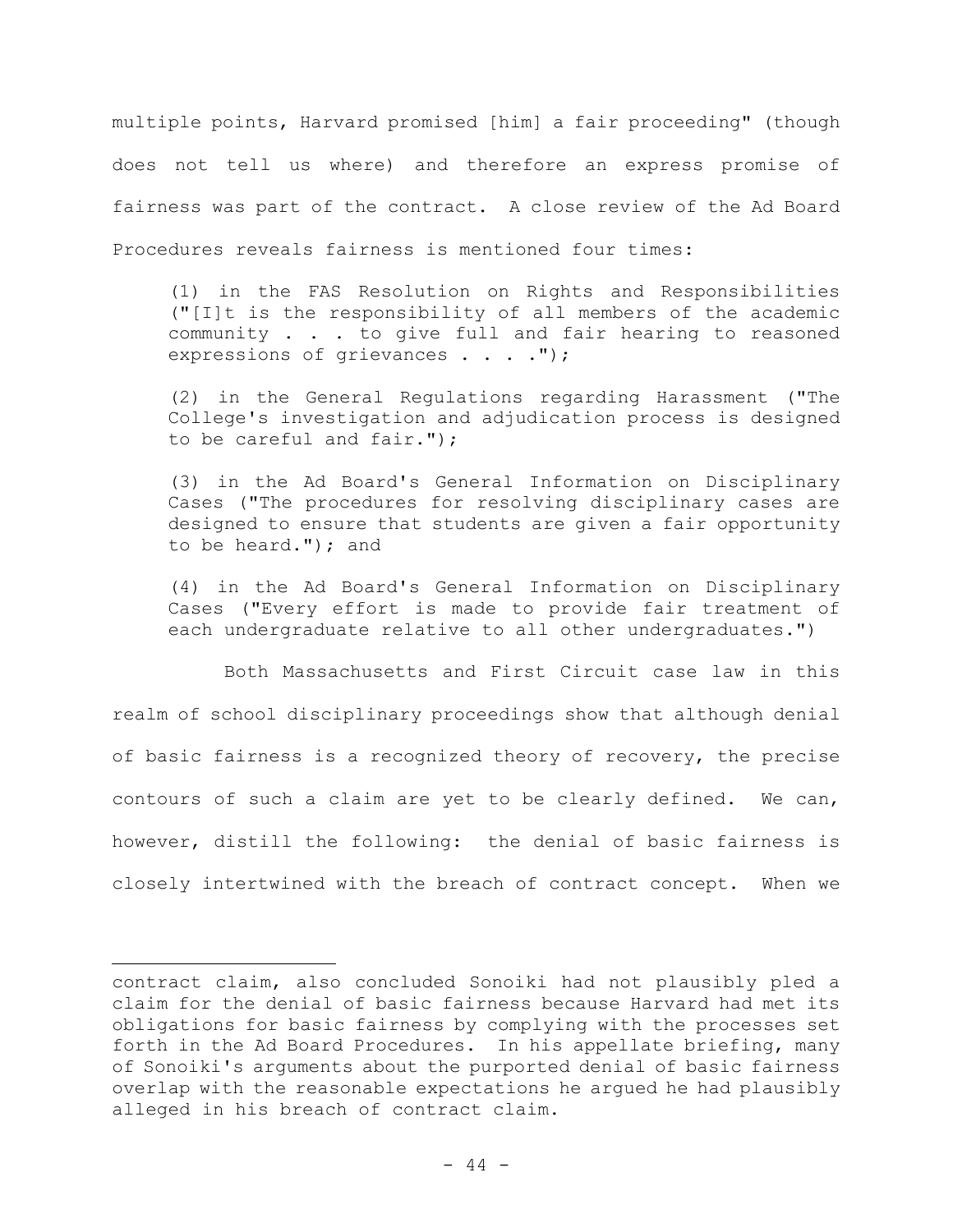multiple points, Harvard promised [him] a fair proceeding" (though does not tell us where) and therefore an express promise of fairness was part of the contract. A close review of the Ad Board Procedures reveals fairness is mentioned four times:

> (1) in the FAS Resolution on Rights and Responsibilities ("[I]t is the responsibility of all members of the academic community . . . to give full and fair hearing to reasoned expressions of grievances . . . .");
>
> (2) in the General Regulations regarding Harassment ("The College's investigation and adjudication process is designed to be careful and fair.");
>
> (3) in the Ad Board's General Information on Disciplinary Cases ("The procedures for resolving disciplinary cases are designed to ensure that students are given a fair opportunity to be heard."); and
>
> (4) in the Ad Board's General Information on Disciplinary Cases ("Every effort is made to provide fair treatment of each undergraduate relative to all other undergraduates.")

Both Massachusetts and First Circuit case law in this realm of school disciplinary proceedings show that although denial of basic fairness is a recognized theory of recovery, the precise contours of such a claim are yet to be clearly defined. We can, however, distill the following: the denial of basic fairness is closely intertwined with the breach of contract concept. When we

---

contract claim, also concluded Sonoiki had not plausibly pled a claim for the denial of basic fairness because Harvard had met its obligations for basic fairness by complying with the processes set forth in the Ad Board Procedures. In his appellate briefing, many of Sonoiki's arguments about the purported denial of basic fairness overlap with the reasonable expectations he argued he had plausibly alleged in his breach of contract claim.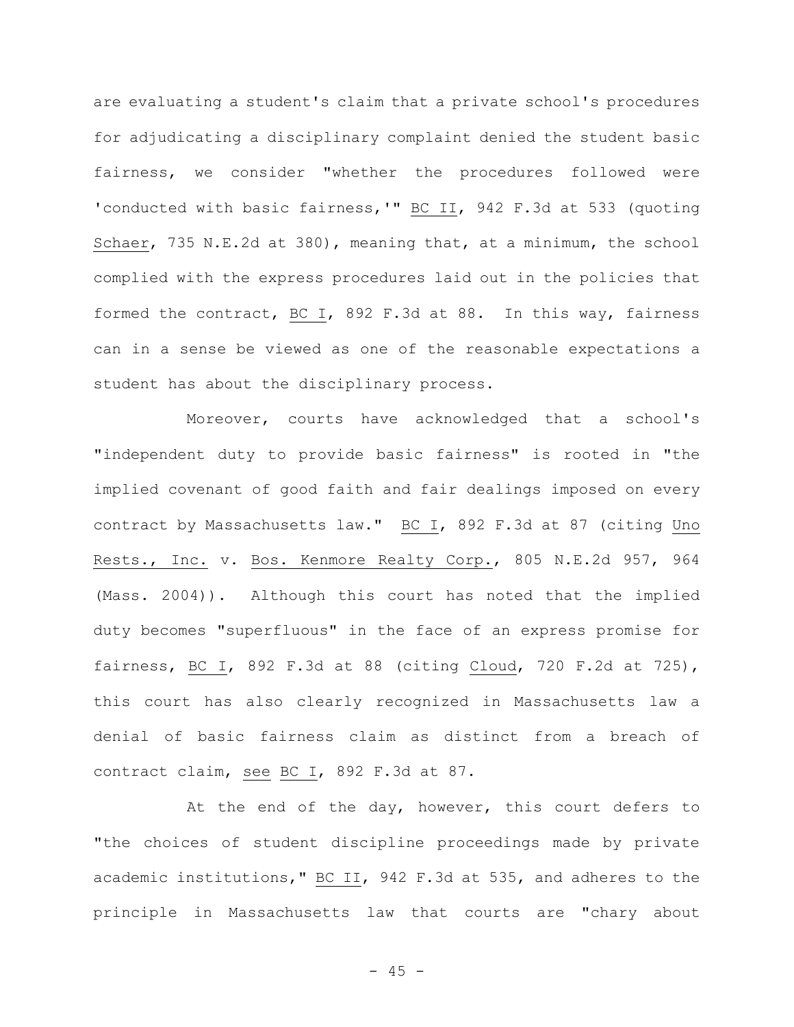are evaluating a student's claim that a private school's procedures for adjudicating a disciplinary complaint denied the student basic fairness, we consider "whether the procedures followed were 'conducted with basic fairness,'" BC II, 942 F.3d at 533 (quoting Schaer, 735 N.E.2d at 380), meaning that, at a minimum, the school complied with the express procedures laid out in the policies that formed the contract, BC I, 892 F.3d at 88. In this way, fairness can in a sense be viewed as one of the reasonable expectations a student has about the disciplinary process.

Moreover, courts have acknowledged that a school's "independent duty to provide basic fairness" is rooted in "the implied covenant of good faith and fair dealings imposed on every contract by Massachusetts law." BC I, 892 F.3d at 87 (citing Uno Rests., Inc. v. Bos. Kenmore Realty Corp., 805 N.E.2d 957, 964 (Mass. 2004)). Although this court has noted that the implied duty becomes "superfluous" in the face of an express promise for fairness, BC I, 892 F.3d at 88 (citing Cloud, 720 F.2d at 725), this court has also clearly recognized in Massachusetts law a denial of basic fairness claim as distinct from a breach of contract claim, see BC I, 892 F.3d at 87.

At the end of the day, however, this court defers to "the choices of student discipline proceedings made by private academic institutions," BC II, 942 F.3d at 535, and adheres to the principle in Massachusetts law that courts are "chary about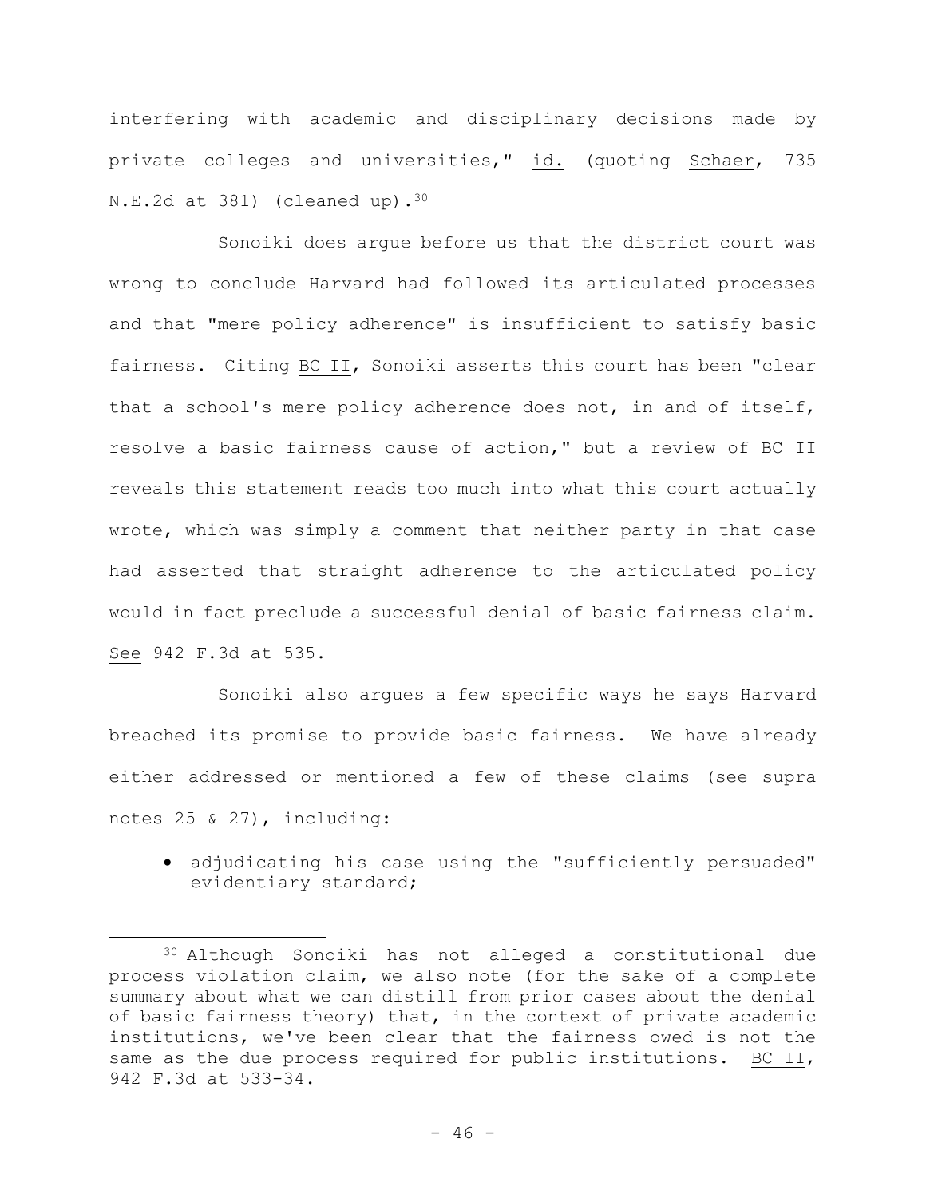interfering with academic and disciplinary decisions made by private colleges and universities," id. (quoting Schaer, 735 N.E.2d at 381) (cleaned up).[30]

Sonoiki does argue before us that the district court was wrong to conclude Harvard had followed its articulated processes and that "mere policy adherence" is insufficient to satisfy basic fairness. Citing BC II, Sonoiki asserts this court has been "clear that a school's mere policy adherence does not, in and of itself, resolve a basic fairness cause of action," but a review of BC II reveals this statement reads too much into what this court actually wrote, which was simply a comment that neither party in that case had asserted that straight adherence to the articulated policy would in fact preclude a successful denial of basic fairness claim. See 942 F.3d at 535.

Sonoiki also argues a few specific ways he says Harvard breached its promise to provide basic fairness. We have already either addressed or mentioned a few of these claims (see supra notes 25 & 27), including:

- adjudicating his case using the "sufficiently persuaded" evidentiary standard;

[30] Although Sonoiki has not alleged a constitutional due process violation claim, we also note (for the sake of a complete summary about what we can distill from prior cases about the denial of basic fairness theory) that, in the context of private academic institutions, we've been clear that the fairness owed is not the same as the due process required for public institutions. BC II, 942 F.3d at 533-34.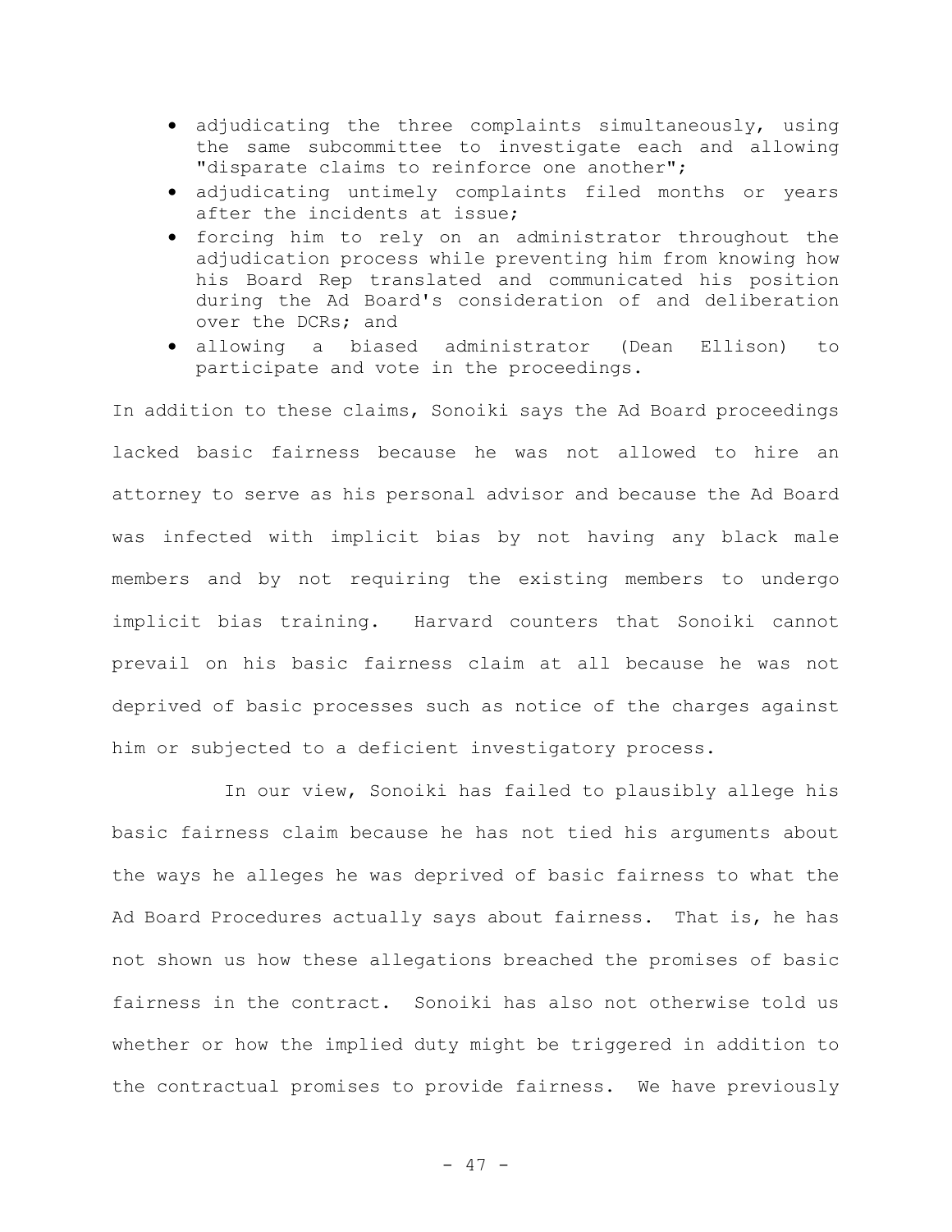- adjudicating the three complaints simultaneously, using the same subcommittee to investigate each and allowing "disparate claims to reinforce one another";
- adjudicating untimely complaints filed months or years after the incidents at issue;
- forcing him to rely on an administrator throughout the adjudication process while preventing him from knowing how his Board Rep translated and communicated his position during the Ad Board's consideration of and deliberation over the DCRs; and
- allowing a biased administrator (Dean Ellison) to participate and vote in the proceedings.

In addition to these claims, Sonoiki says the Ad Board proceedings lacked basic fairness because he was not allowed to hire an attorney to serve as his personal advisor and because the Ad Board was infected with implicit bias by not having any black male members and by not requiring the existing members to undergo implicit bias training. Harvard counters that Sonoiki cannot prevail on his basic fairness claim at all because he was not deprived of basic processes such as notice of the charges against him or subjected to a deficient investigatory process.

In our view, Sonoiki has failed to plausibly allege his basic fairness claim because he has not tied his arguments about the ways he alleges he was deprived of basic fairness to what the Ad Board Procedures actually says about fairness. That is, he has not shown us how these allegations breached the promises of basic fairness in the contract. Sonoiki has also not otherwise told us whether or how the implied duty might be triggered in addition to the contractual promises to provide fairness. We have previously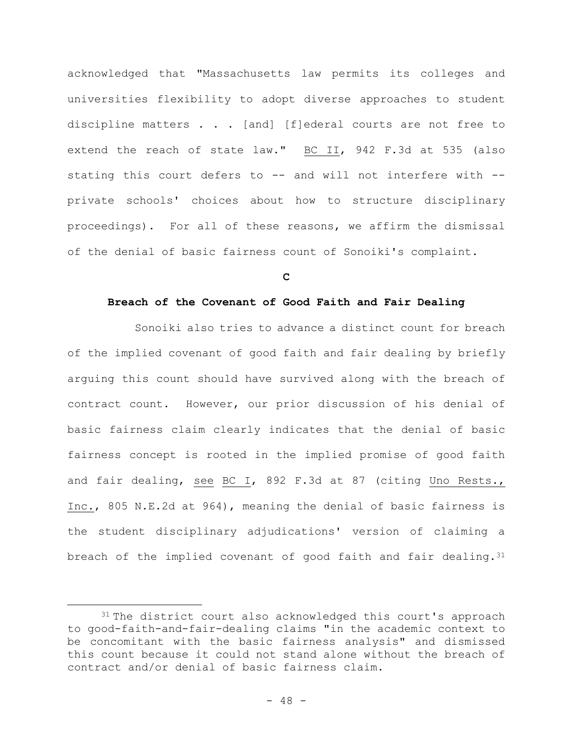acknowledged that "Massachusetts law permits its colleges and universities flexibility to adopt diverse approaches to student discipline matters . . . [and] [f]ederal courts are not free to extend the reach of state law." BC II, 942 F.3d at 535 (also stating this court defers to -- and will not interfere with -- private schools' choices about how to structure disciplinary proceedings). For all of these reasons, we affirm the dismissal of the denial of basic fairness count of Sonoiki's complaint.

### C

### Breach of the Covenant of Good Faith and Fair Dealing

Sonoiki also tries to advance a distinct count for breach of the implied covenant of good faith and fair dealing by briefly arguing this count should have survived along with the breach of contract count. However, our prior discussion of his denial of basic fairness claim clearly indicates that the denial of basic fairness concept is rooted in the implied promise of good faith and fair dealing, see BC I, 892 F.3d at 87 (citing Uno Rests., Inc., 805 N.E.2d at 964), meaning the denial of basic fairness is the student disciplinary adjudications' version of claiming a breach of the implied covenant of good faith and fair dealing.[31]

[31] The district court also acknowledged this court's approach to good-faith-and-fair-dealing claims "in the academic context to be concomitant with the basic fairness analysis" and dismissed this count because it could not stand alone without the breach of contract and/or denial of basic fairness claim.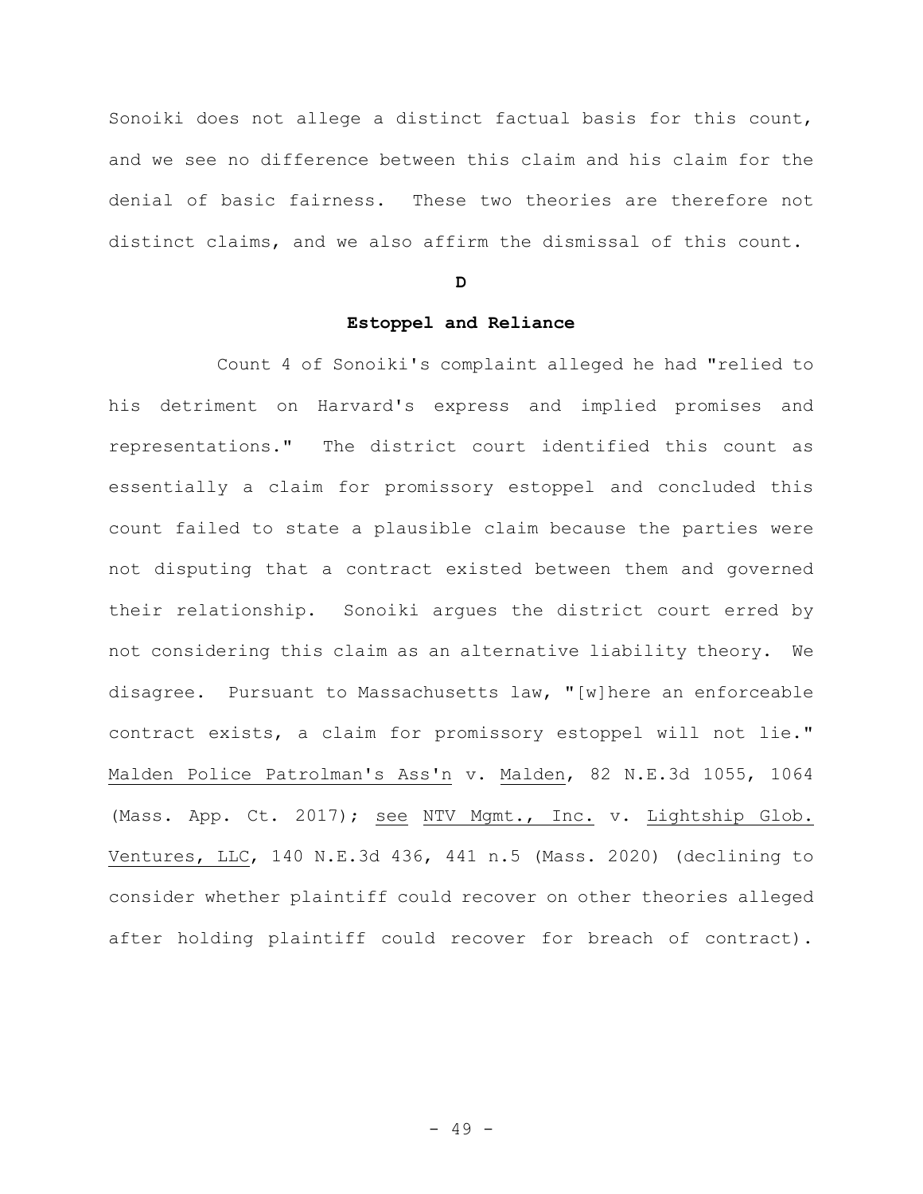Sonoiki does not allege a distinct factual basis for this count, and we see no difference between this claim and his claim for the denial of basic fairness. These two theories are therefore not distinct claims, and we also affirm the dismissal of this count.

### D

### Estoppel and Reliance

Count 4 of Sonoiki's complaint alleged he had "relied to his detriment on Harvard's express and implied promises and representations." The district court identified this count as essentially a claim for promissory estoppel and concluded this count failed to state a plausible claim because the parties were not disputing that a contract existed between them and governed their relationship. Sonoiki argues the district court erred by not considering this claim as an alternative liability theory. We disagree. Pursuant to Massachusetts law, "[w]here an enforceable contract exists, a claim for promissory estoppel will not lie." Malden Police Patrolman's Ass'n v. Malden, 82 N.E.3d 1055, 1064 (Mass. App. Ct. 2017); see NTV Mgmt., Inc. v. Lightship Glob. Ventures, LLC, 140 N.E.3d 436, 441 n.5 (Mass. 2020) (declining to consider whether plaintiff could recover on other theories alleged after holding plaintiff could recover for breach of contract).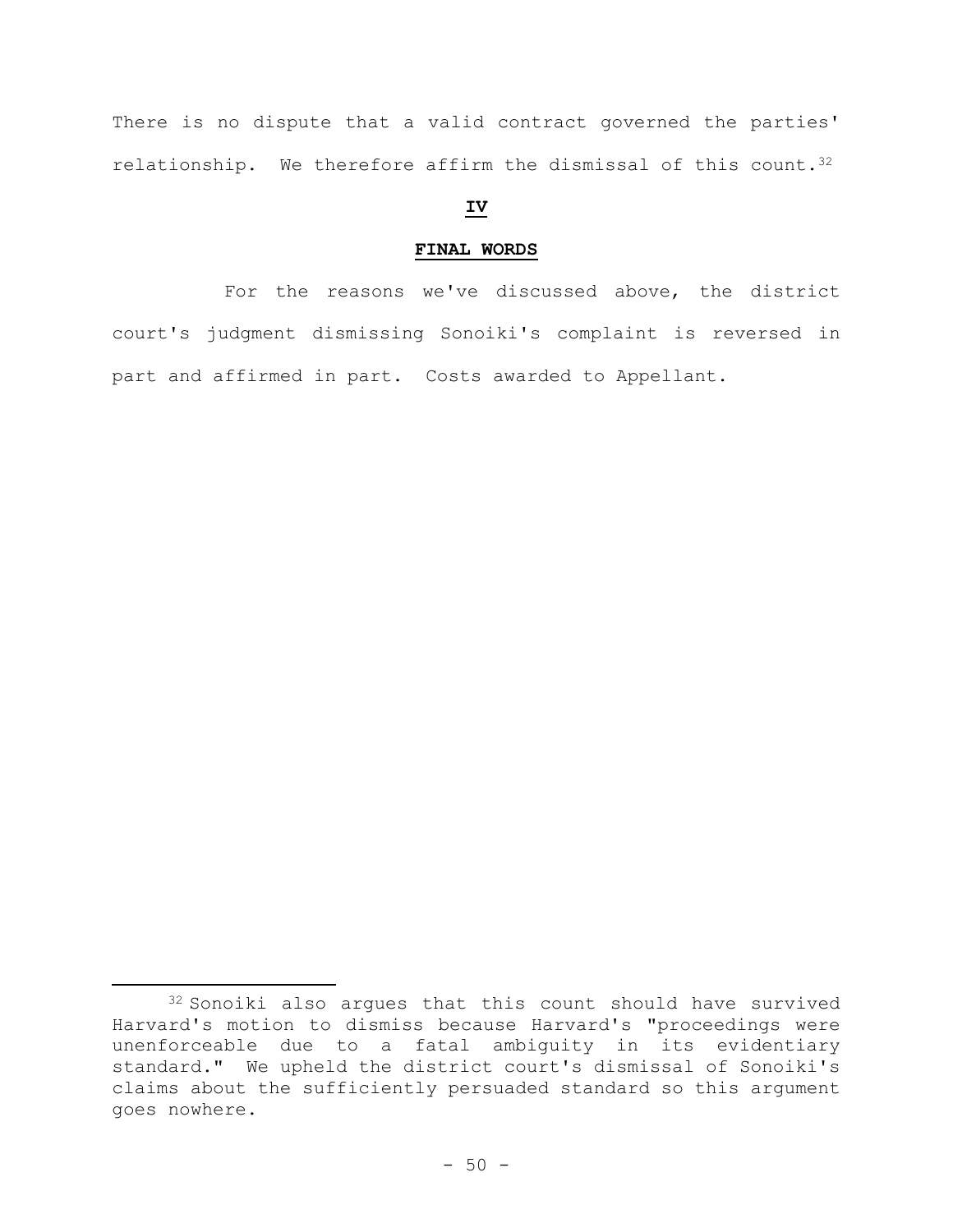There is no dispute that a valid contract governed the parties' relationship. We therefore affirm the dismissal of this count.[32]

## IV

## FINAL WORDS

For the reasons we've discussed above, the district court's judgment dismissing Sonoiki's complaint is reversed in part and affirmed in part. Costs awarded to Appellant.

---

[32] Sonoiki also argues that this count should have survived Harvard's motion to dismiss because Harvard's "proceedings were unenforceable due to a fatal ambiguity in its evidentiary standard." We upheld the district court's dismissal of Sonoiki's claims about the sufficiently persuaded standard so this argument goes nowhere.